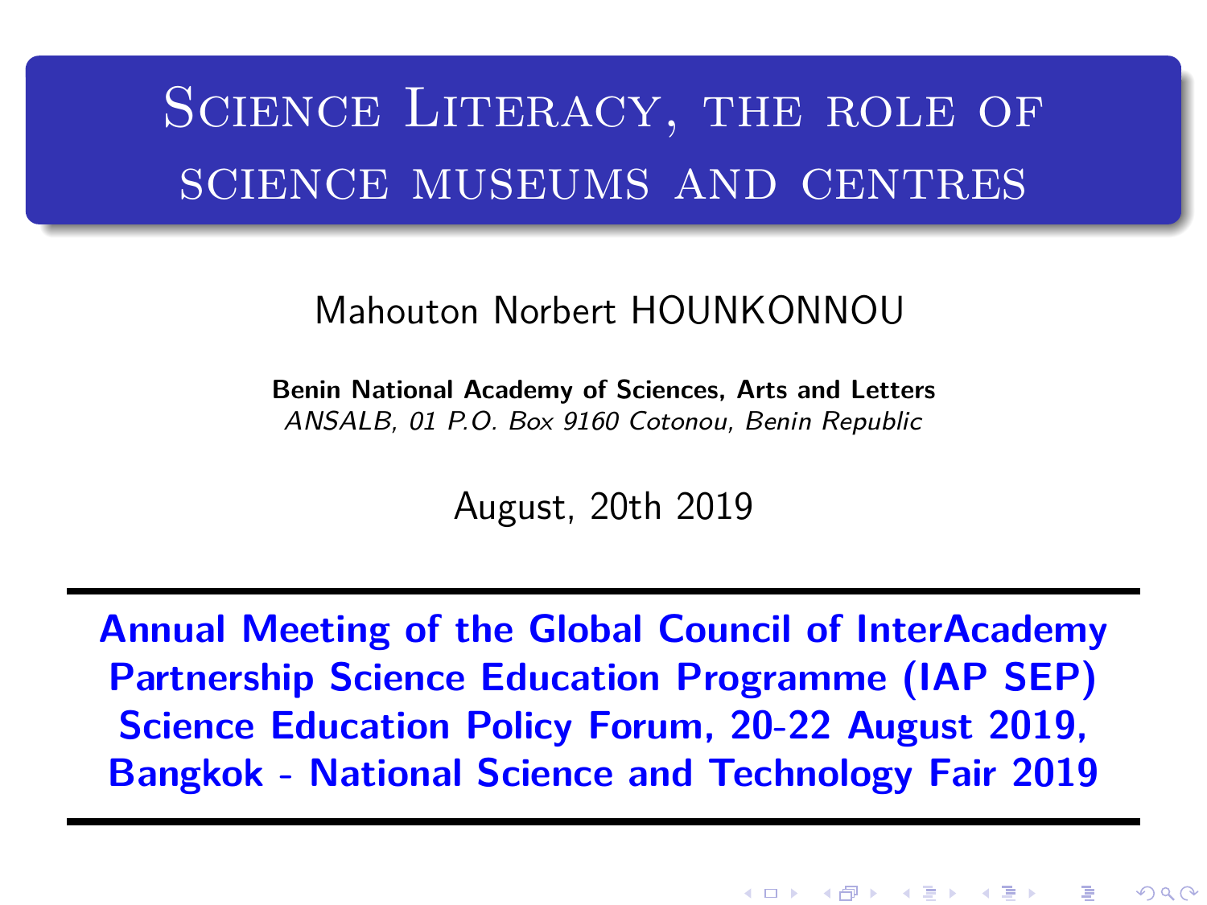# Science Literacy, the role of science museums and centres

Mahouton Norbert HOUNKONNOU

**Benin National Academy of Sciences, Arts and Letters**
*ANSALB, 01 P.O. Box 9160 Cotonou, Benin Republic*

August, 20th 2019

**Annual Meeting of the Global Council of InterAcademy Partnership Science Education Programme (IAP SEP) Science Education Policy Forum, 20-22 August 2019, Bangkok - National Science and Technology Fair 2019**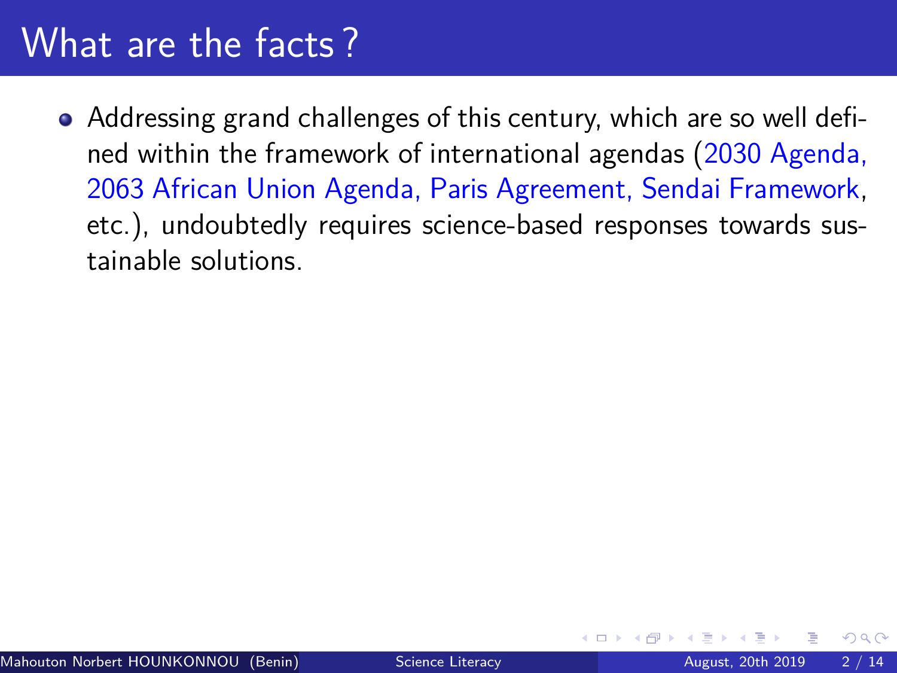# What are the facts ?

- Addressing grand challenges of this century, which are so well defined within the framework of international agendas (2030 Agenda, 2063 African Union Agenda, Paris Agreement, Sendai Framework, etc.), undoubtedly requires science-based responses towards sustainable solutions.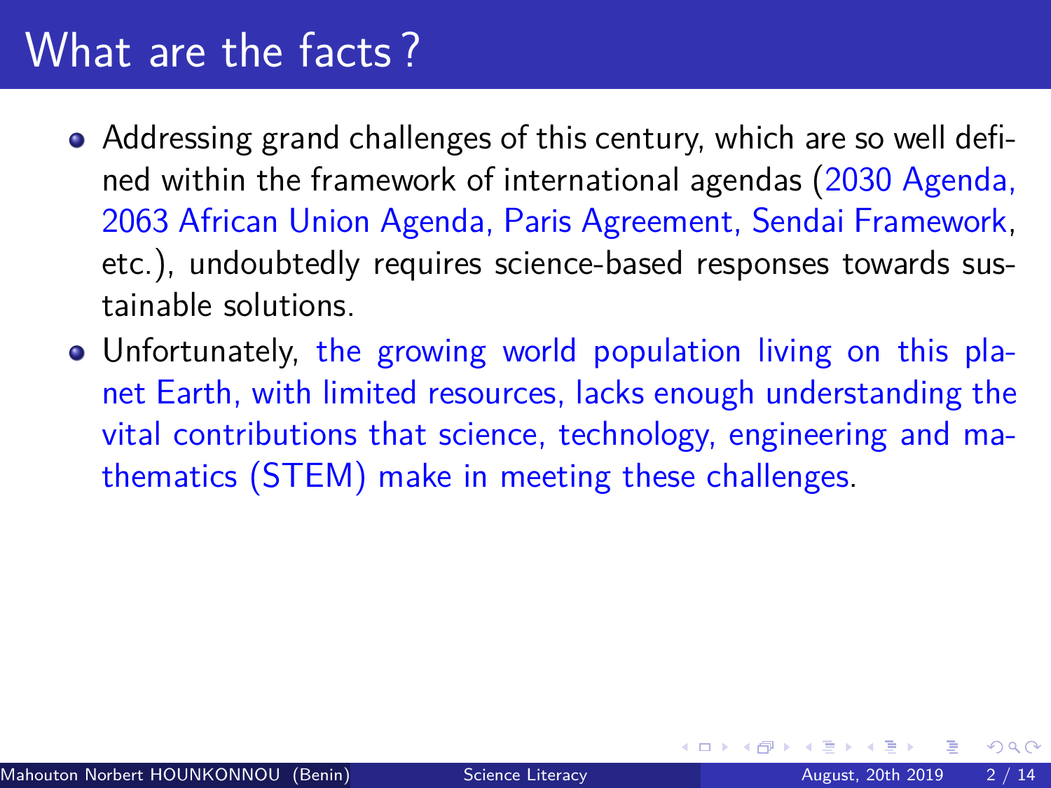# What are the facts ?

- Addressing grand challenges of this century, which are so well defined within the framework of international agendas (2030 Agenda, 2063 African Union Agenda, Paris Agreement, Sendai Framework, etc.), undoubtedly requires science-based responses towards sustainable solutions.
- Unfortunately, the growing world population living on this planet Earth, with limited resources, lacks enough understanding the vital contributions that science, technology, engineering and mathematics (STEM) make in meeting these challenges.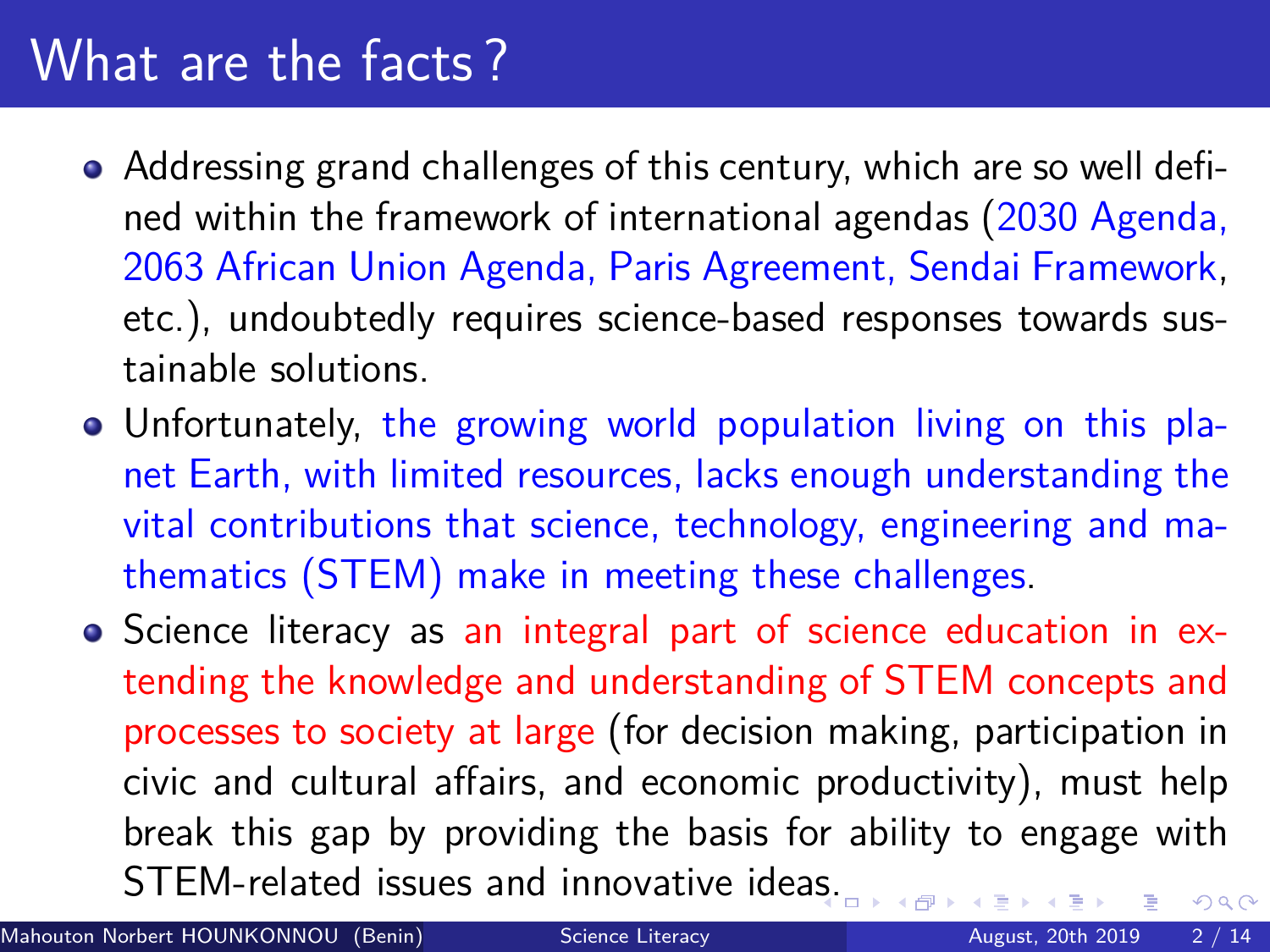# What are the facts ?

- Addressing grand challenges of this century, which are so well defined within the framework of international agendas (2030 Agenda, 2063 African Union Agenda, Paris Agreement, Sendai Framework, etc.), undoubtedly requires science-based responses towards sustainable solutions.
- Unfortunately, the growing world population living on this planet Earth, with limited resources, lacks enough understanding the vital contributions that science, technology, engineering and mathematics (STEM) make in meeting these challenges.
- Science literacy as an integral part of science education in extending the knowledge and understanding of STEM concepts and processes to society at large (for decision making, participation in civic and cultural affairs, and economic productivity), must help break this gap by providing the basis for ability to engage with STEM-related issues and innovative ideas.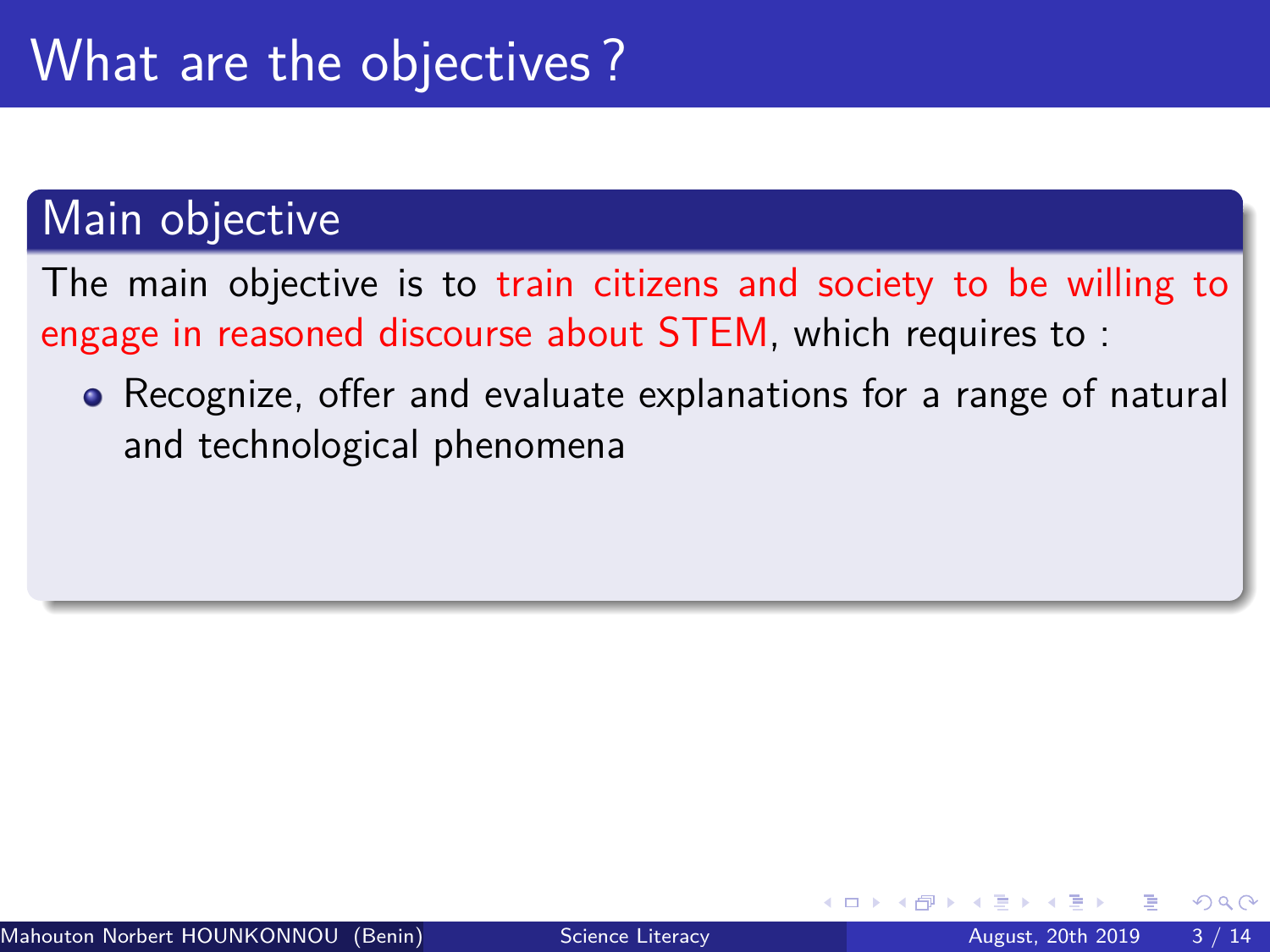# What are the objectives ?

## Main objective

The main objective is to train citizens and society to be willing to engage in reasoned discourse about STEM, which requires to :

- Recognize, offer and evaluate explanations for a range of natural and technological phenomena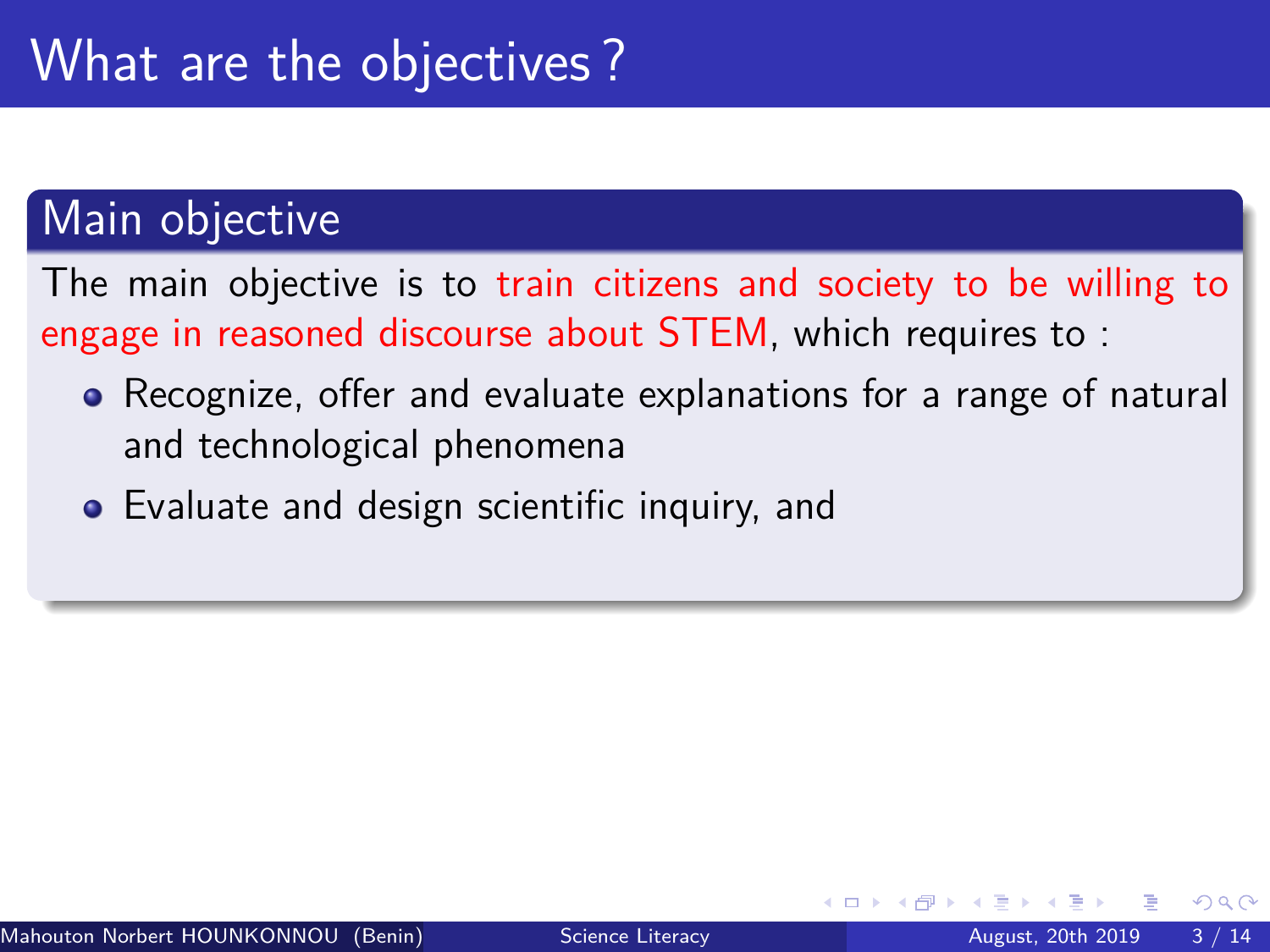# What are the objectives ?

## Main objective

The main objective is to train citizens and society to be willing to engage in reasoned discourse about STEM, which requires to :

- Recognize, offer and evaluate explanations for a range of natural and technological phenomena
- Evaluate and design scientific inquiry, and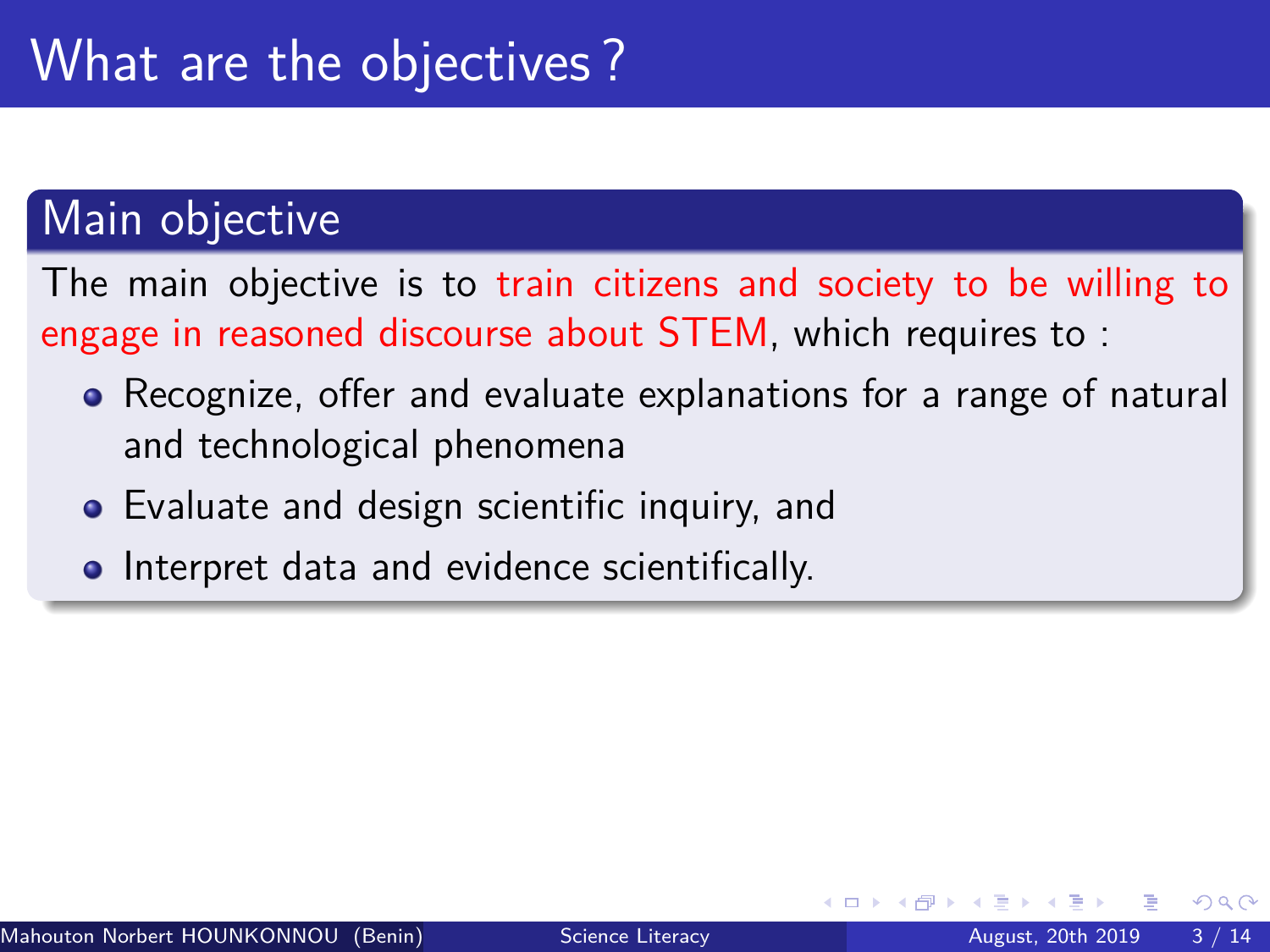# What are the objectives ?

## Main objective

The main objective is to train citizens and society to be willing to engage in reasoned discourse about STEM, which requires to :

- Recognize, offer and evaluate explanations for a range of natural and technological phenomena
- Evaluate and design scientific inquiry, and
- Interpret data and evidence scientifically.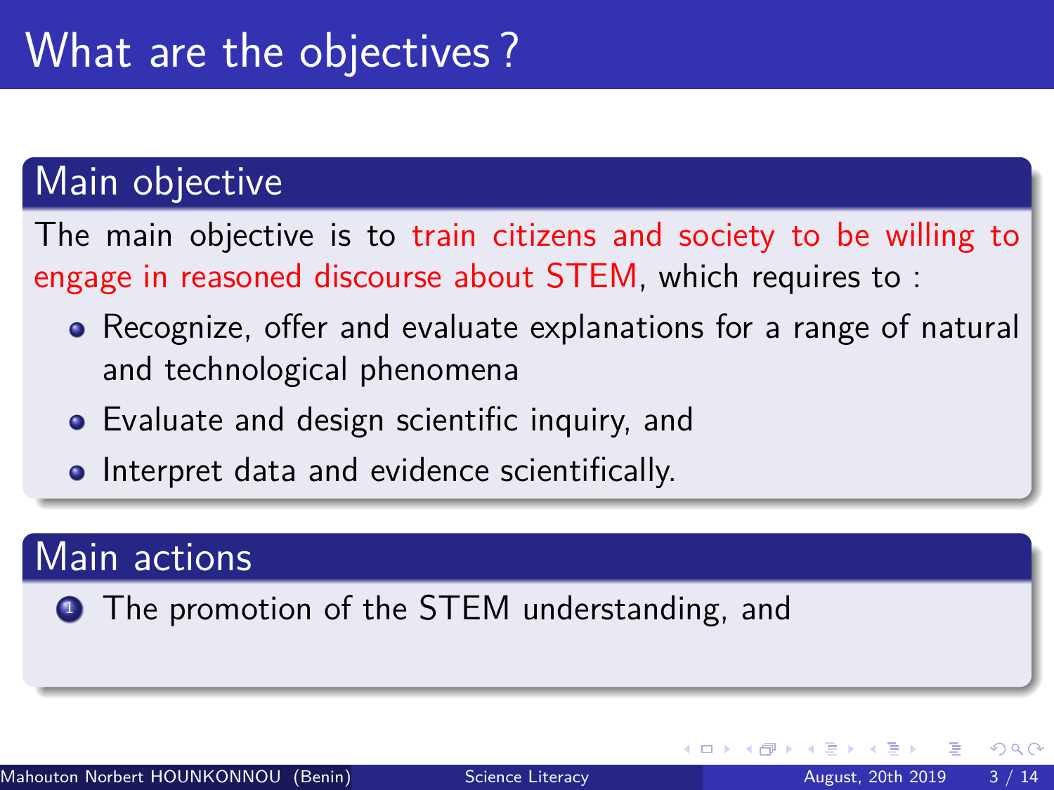# What are the objectives?

## Main objective

The main objective is to train citizens and society to be willing to engage in reasoned discourse about STEM, which requires to :

- Recognize, offer and evaluate explanations for a range of natural and technological phenomena
- Evaluate and design scientific inquiry, and
- Interpret data and evidence scientifically.

## Main actions

1. The promotion of the STEM understanding, and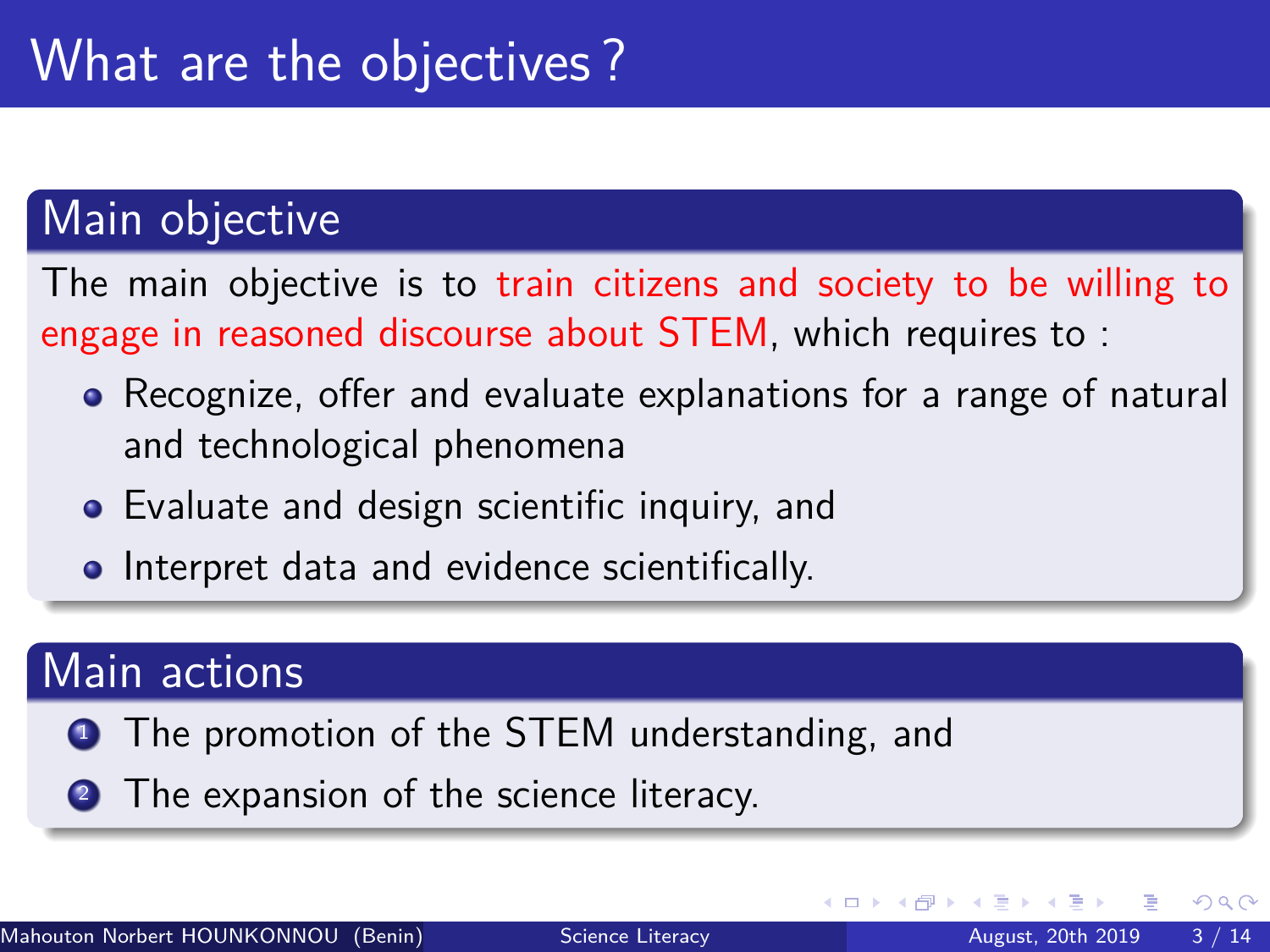# What are the objectives ?

## Main objective

The main objective is to train citizens and society to be willing to engage in reasoned discourse about STEM, which requires to :

- Recognize, offer and evaluate explanations for a range of natural and technological phenomena
- Evaluate and design scientific inquiry, and
- Interpret data and evidence scientifically.

## Main actions

1. The promotion of the STEM understanding, and
2. The expansion of the science literacy.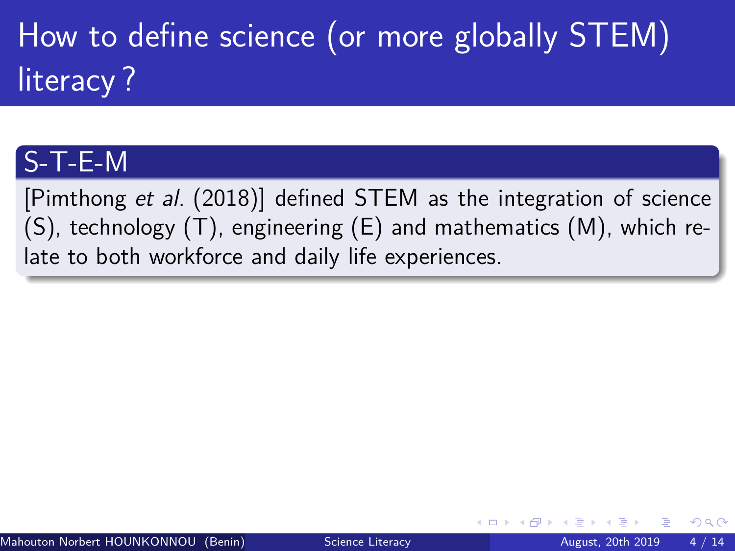# How to define science (or more globally STEM) literacy ?

## S-T-E-M

[Pimthong *et al.* (2018)] defined STEM as the integration of science (S), technology (T), engineering (E) and mathematics (M), which relate to both workforce and daily life experiences.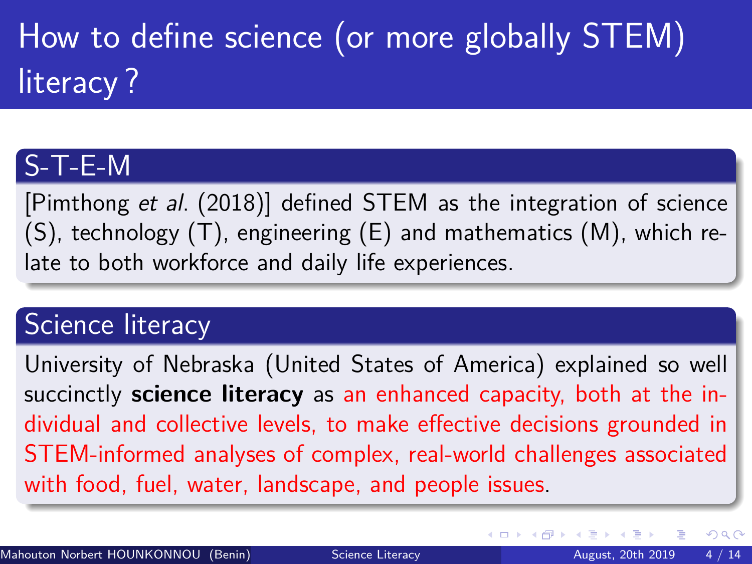# How to define science (or more globally STEM) literacy ?

## S-T-E-M

[Pimthong *et al.* (2018)] defined STEM as the integration of science (S), technology (T), engineering (E) and mathematics (M), which relate to both workforce and daily life experiences.

## Science literacy

University of Nebraska (United States of America) explained so well succinctly **science literacy** as an enhanced capacity, both at the individual and collective levels, to make effective decisions grounded in STEM-informed analyses of complex, real-world challenges associated with food, fuel, water, landscape, and people issues.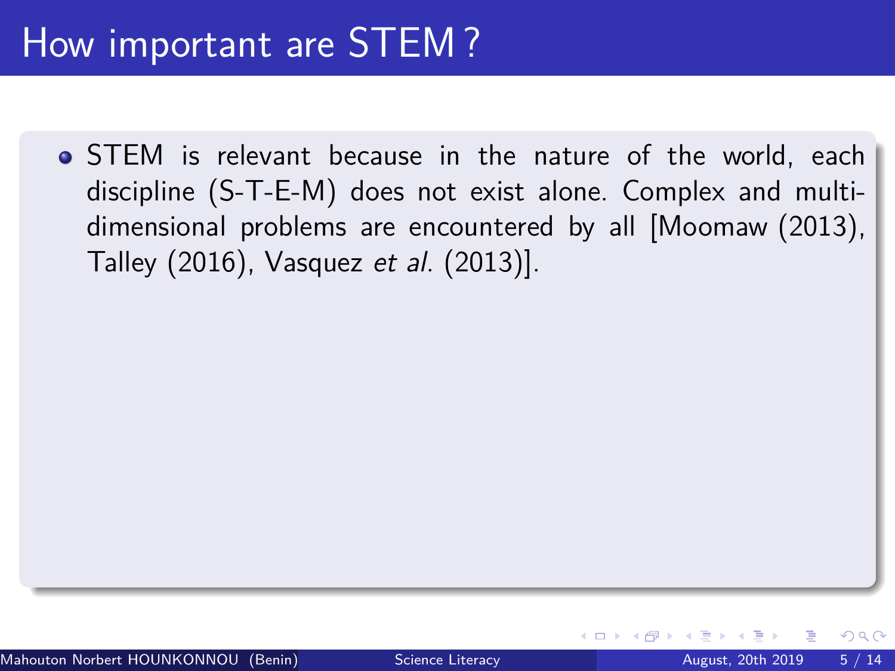# How important are STEM ?

- STEM is relevant because in the nature of the world, each discipline (S-T-E-M) does not exist alone. Complex and multi-dimensional problems are encountered by all [Moomaw (2013), Talley (2016), Vasquez *et al.* (2013)].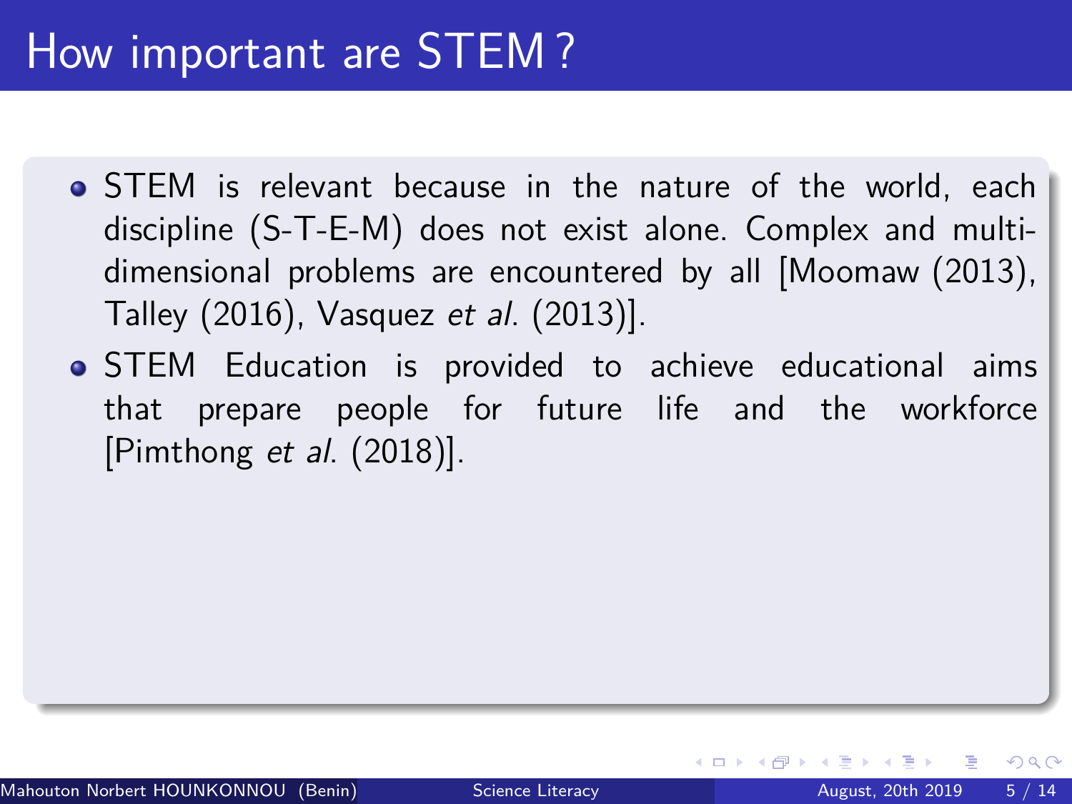# How important are STEM ?

- STEM is relevant because in the nature of the world, each discipline (S-T-E-M) does not exist alone. Complex and multi-dimensional problems are encountered by all [Moomaw (2013), Talley (2016), Vasquez *et al.* (2013)].
- STEM Education is provided to achieve educational aims that prepare people for future life and the workforce [Pimthong *et al.* (2018)].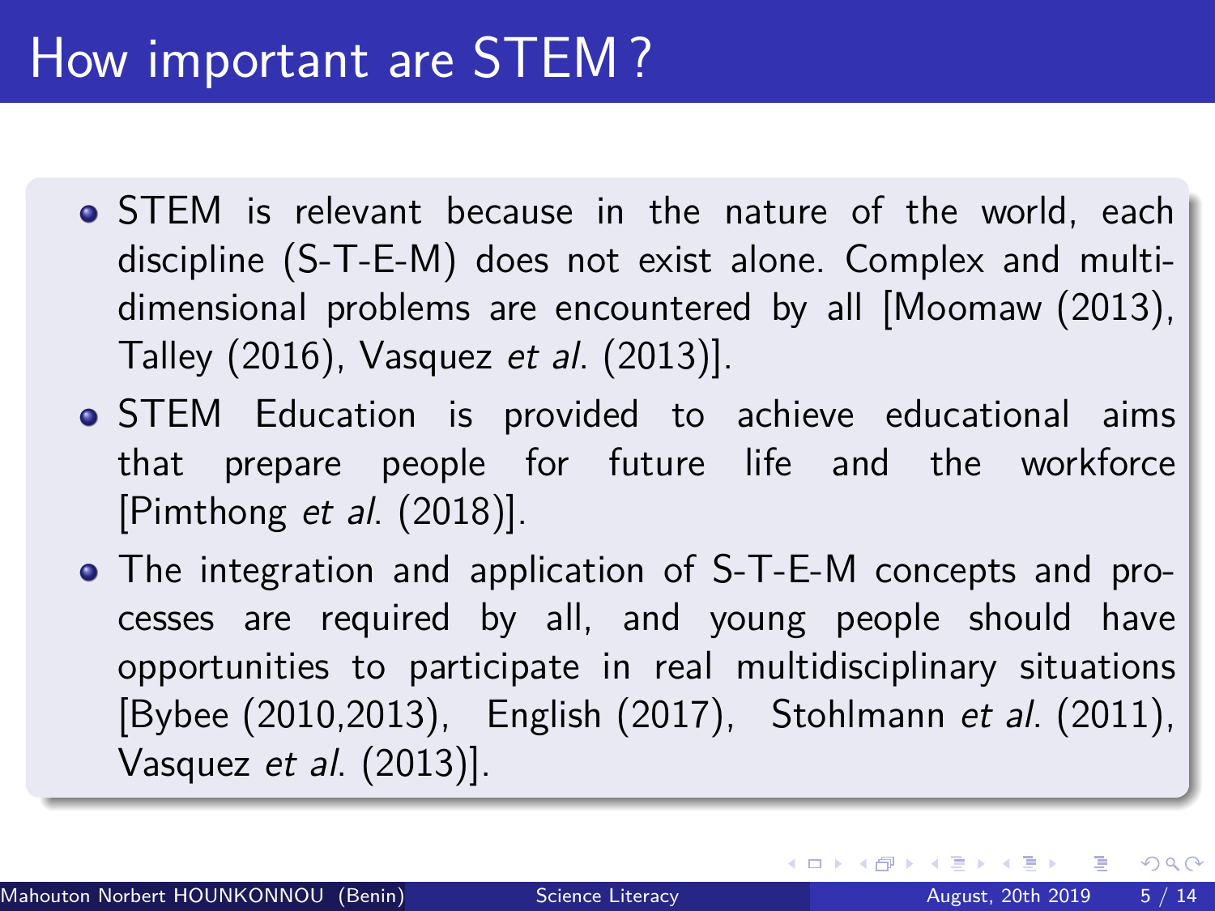# How important are STEM ?

- STEM is relevant because in the nature of the world, each discipline (S-T-E-M) does not exist alone. Complex and multi-dimensional problems are encountered by all [Moomaw (2013), Talley (2016), Vasquez *et al.* (2013)].
- STEM Education is provided to achieve educational aims that prepare people for future life and the workforce [Pimthong *et al.* (2018)].
- The integration and application of S-T-E-M concepts and processes are required by all, and young people should have opportunities to participate in real multidisciplinary situations [Bybee (2010,2013), English (2017), Stohlmann *et al.* (2011), Vasquez *et al.* (2013)].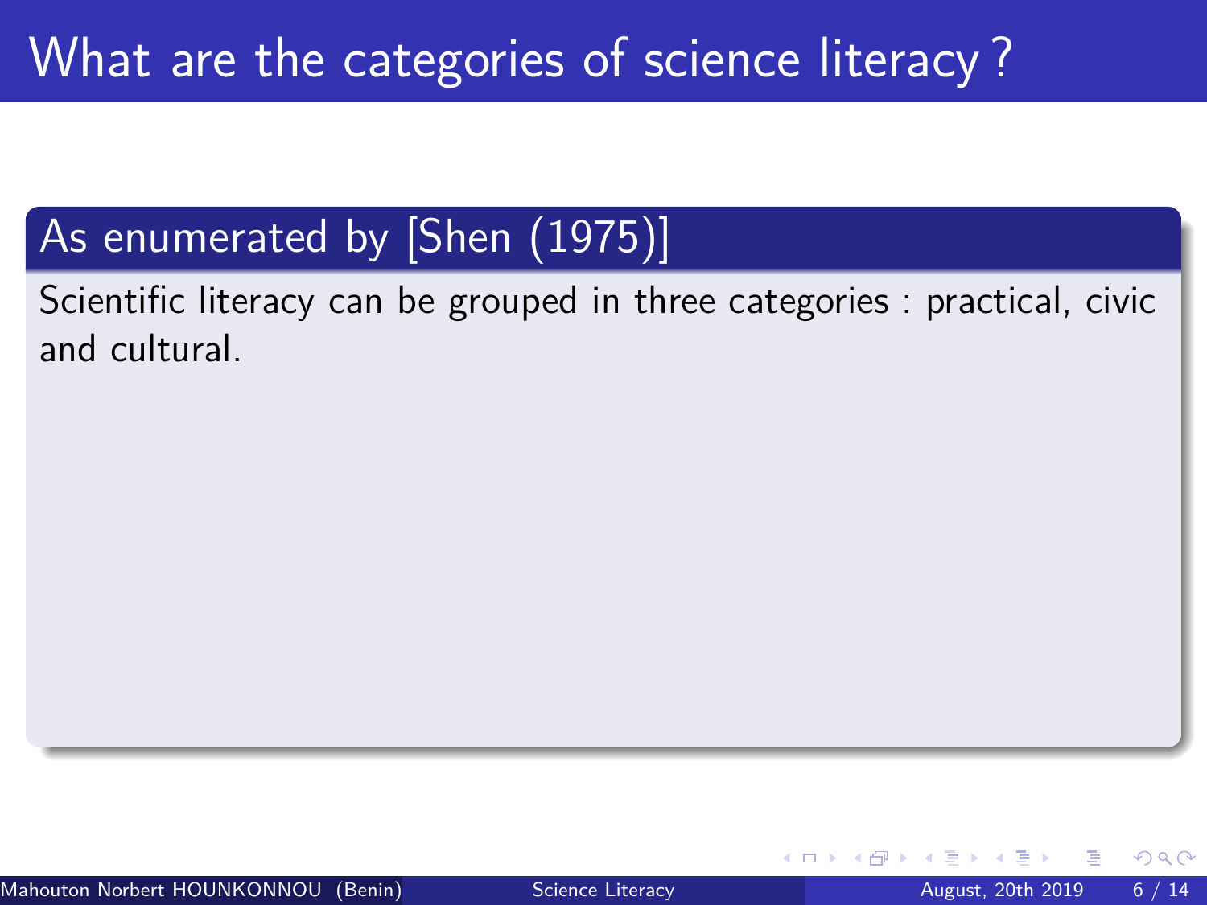# What are the categories of science literacy ?

## As enumerated by [Shen (1975)]

Scientific literacy can be grouped in three categories : practical, civic and cultural.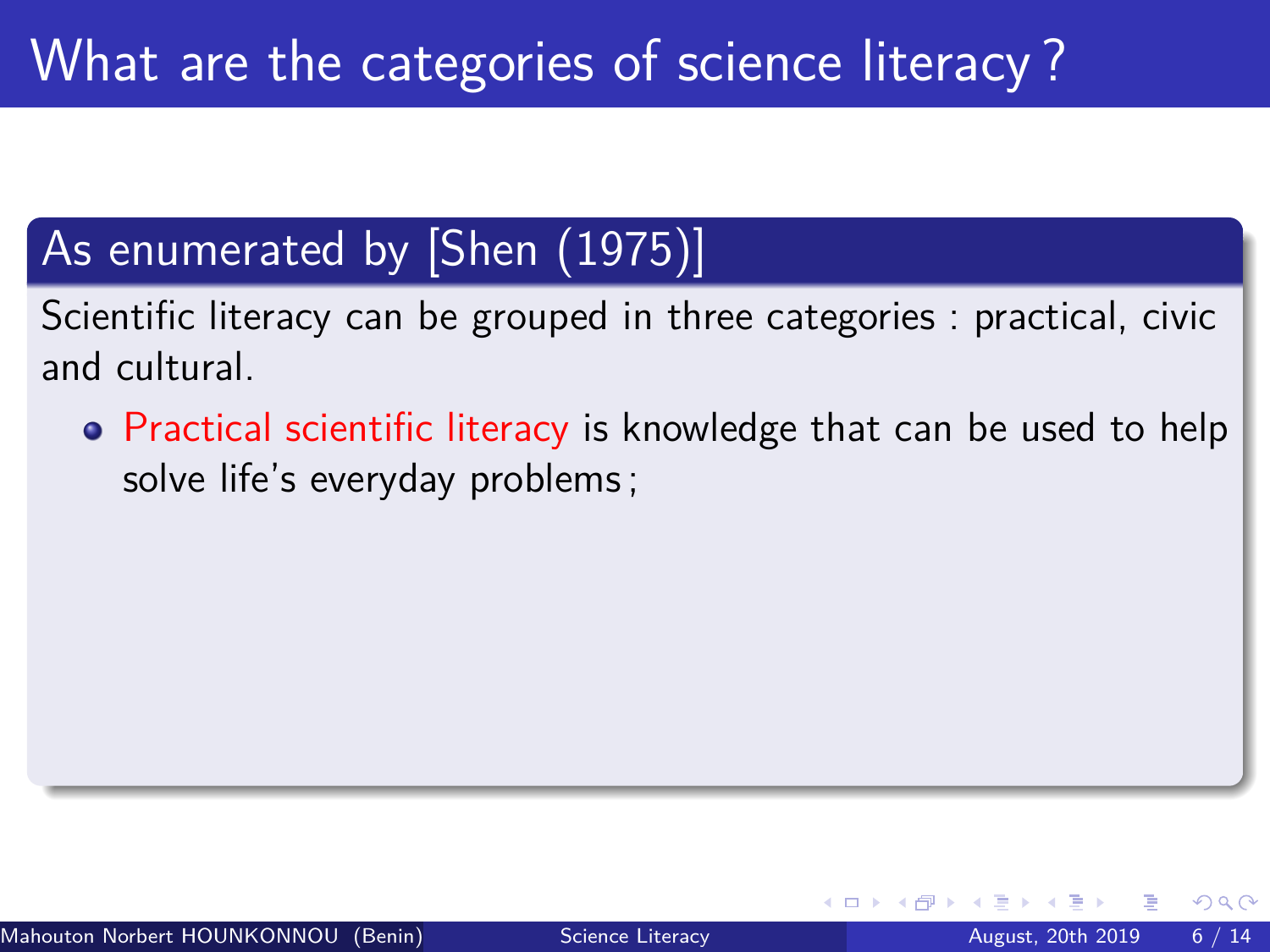# What are the categories of science literacy ?

## As enumerated by [Shen (1975)]

Scientific literacy can be grouped in three categories : practical, civic and cultural.

- Practical scientific literacy is knowledge that can be used to help solve life's everyday problems ;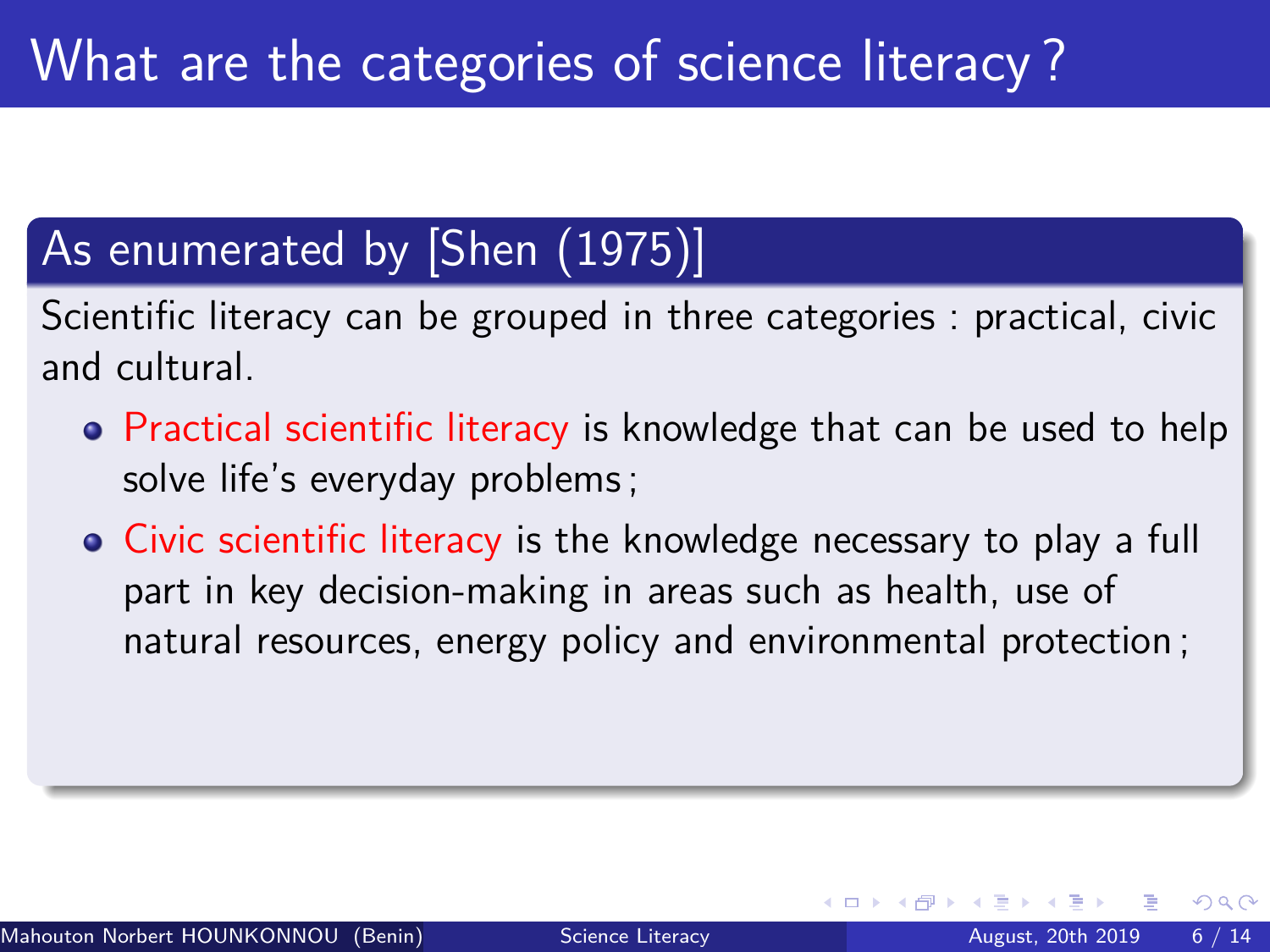# What are the categories of science literacy ?

## As enumerated by [Shen (1975)]

Scientific literacy can be grouped in three categories : practical, civic and cultural.

- Practical scientific literacy is knowledge that can be used to help solve life's everyday problems ;
- Civic scientific literacy is the knowledge necessary to play a full part in key decision-making in areas such as health, use of natural resources, energy policy and environmental protection ;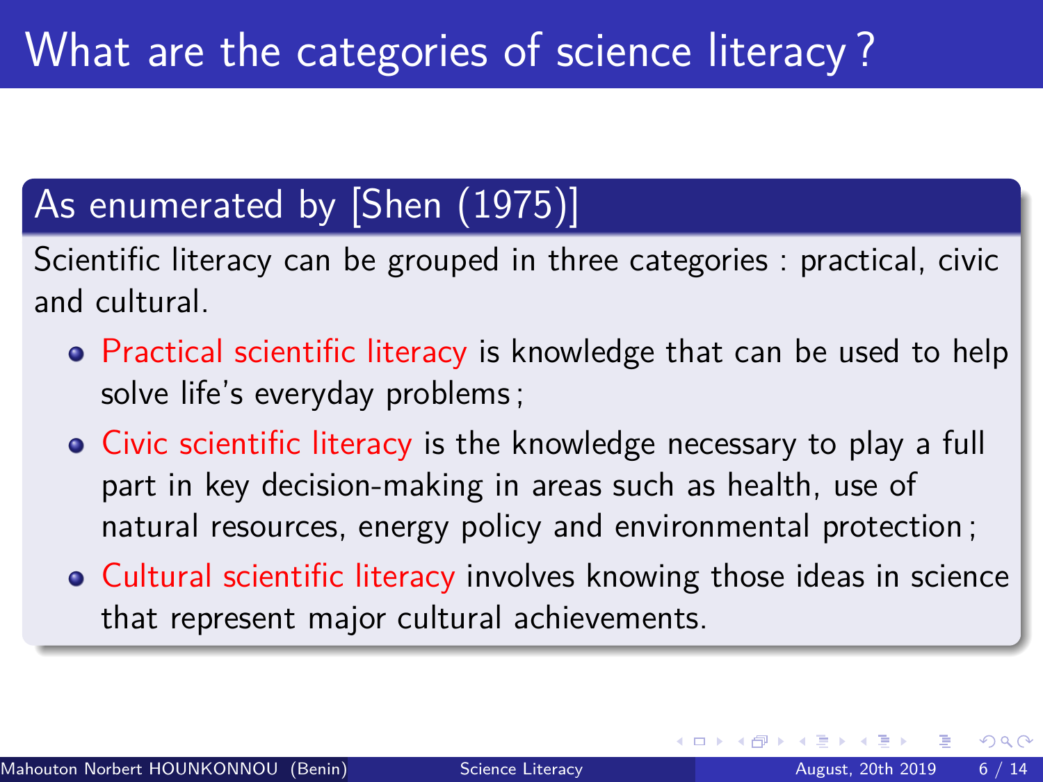# What are the categories of science literacy ?

## As enumerated by [Shen (1975)]

Scientific literacy can be grouped in three categories : practical, civic and cultural.

- Practical scientific literacy is knowledge that can be used to help solve life's everyday problems ;
- Civic scientific literacy is the knowledge necessary to play a full part in key decision-making in areas such as health, use of natural resources, energy policy and environmental protection ;
- Cultural scientific literacy involves knowing those ideas in science that represent major cultural achievements.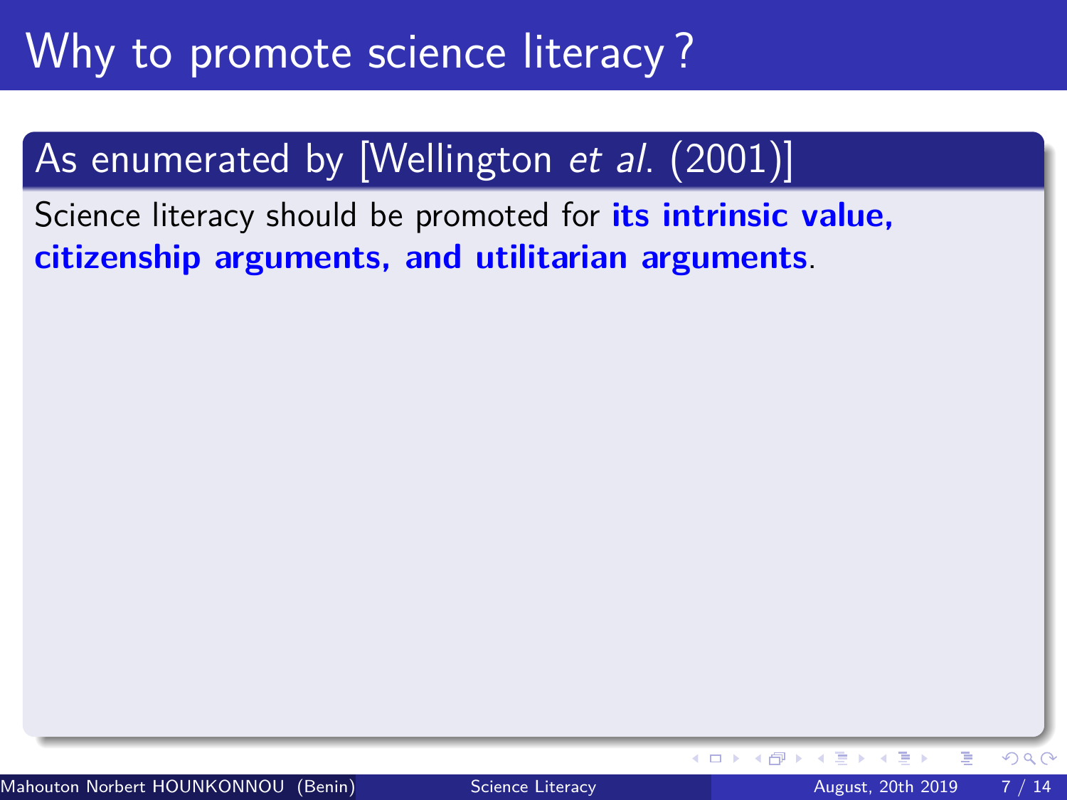# Why to promote science literacy ?

## As enumerated by [Wellington *et al.* (2001)]

Science literacy should be promoted for **its intrinsic value, citizenship arguments, and utilitarian arguments**.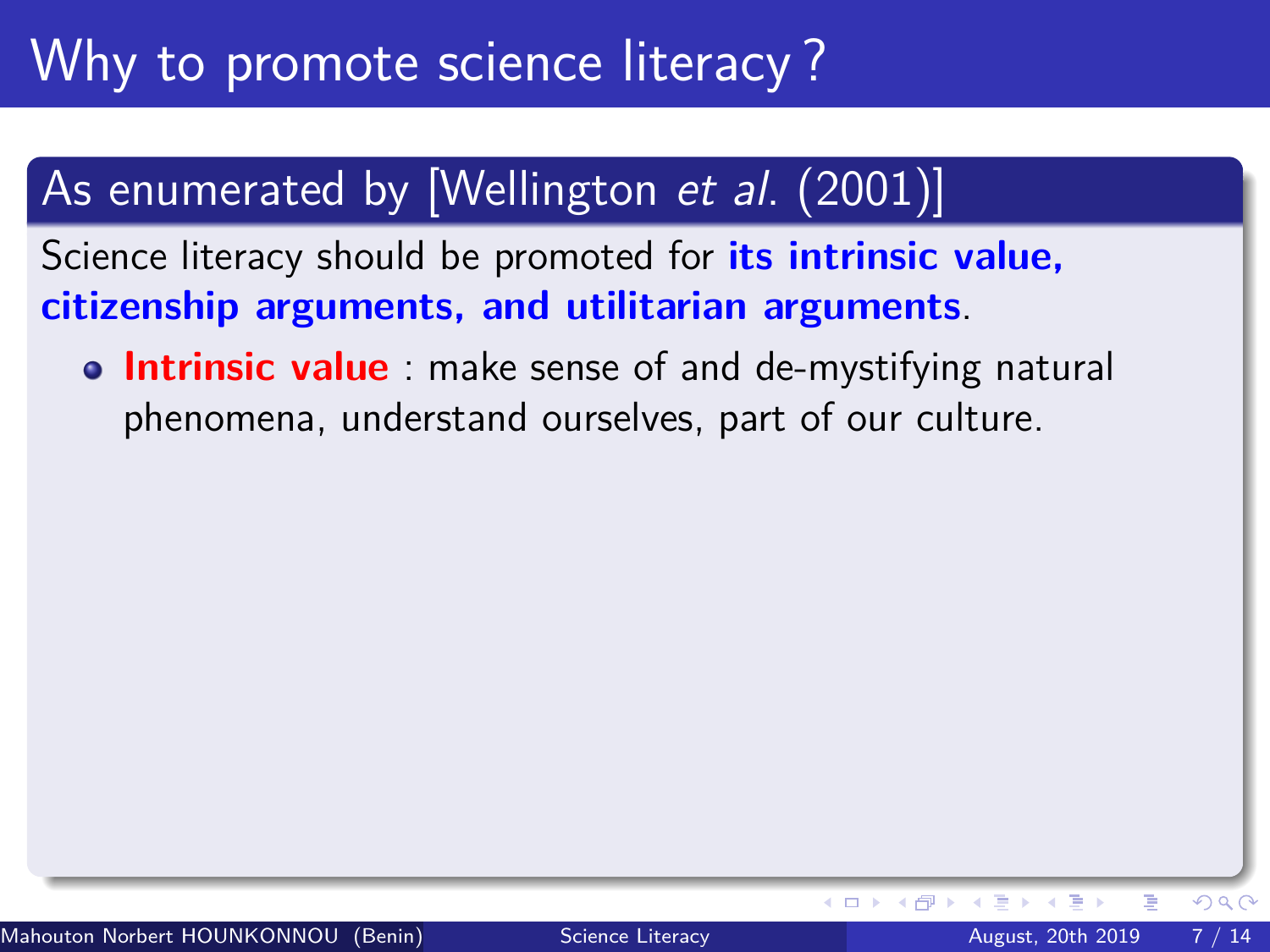# Why to promote science literacy ?

## As enumerated by [Wellington *et al.* (2001)]

Science literacy should be promoted for **its intrinsic value, citizenship arguments, and utilitarian arguments**.

- **Intrinsic value** : make sense of and de-mystifying natural phenomena, understand ourselves, part of our culture.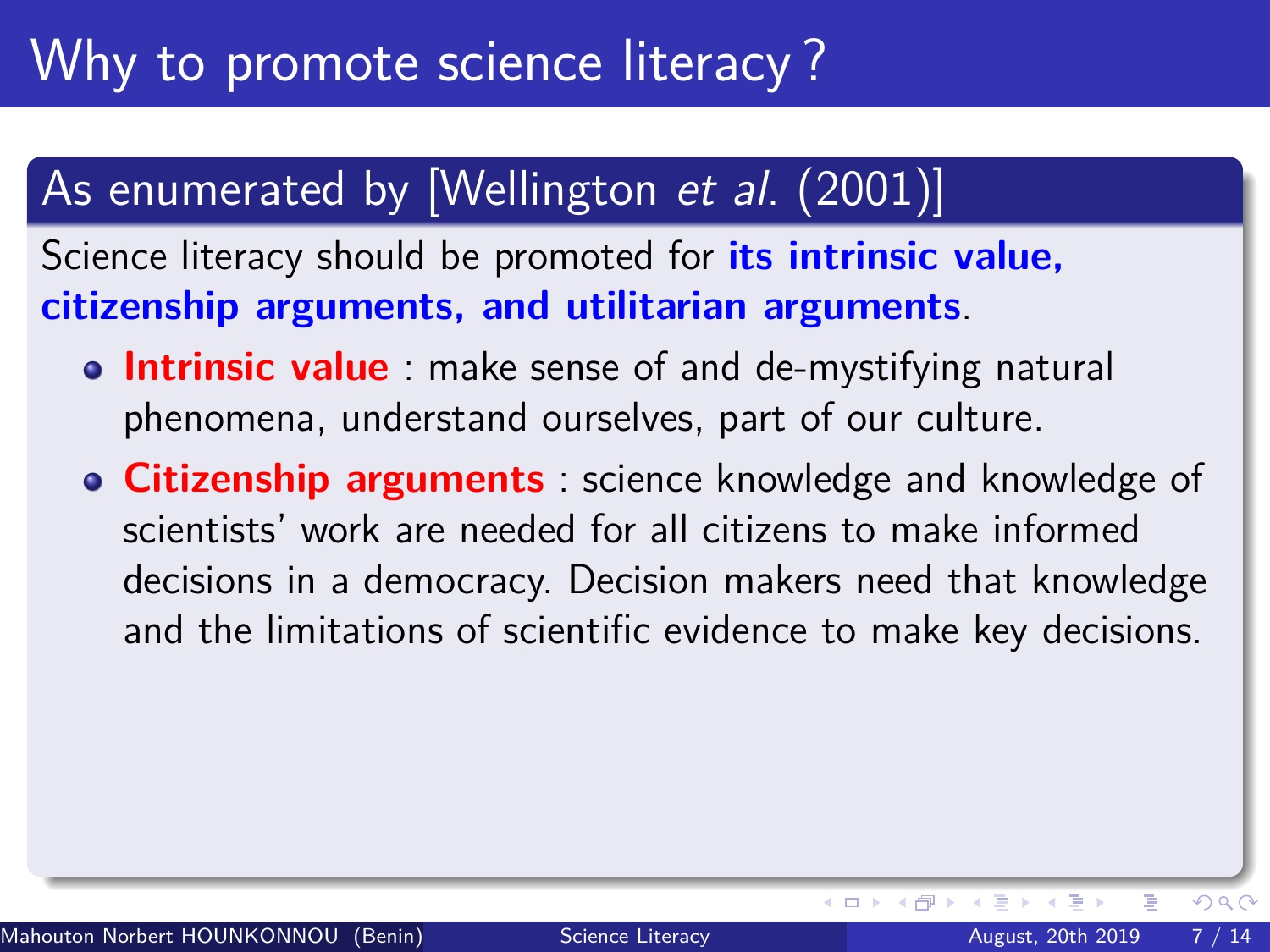# Why to promote science literacy ?

## As enumerated by [Wellington *et al*. (2001)]

Science literacy should be promoted for **its intrinsic value, citizenship arguments, and utilitarian arguments**.

- **Intrinsic value** : make sense of and de-mystifying natural phenomena, understand ourselves, part of our culture.
- **Citizenship arguments** : science knowledge and knowledge of scientists' work are needed for all citizens to make informed decisions in a democracy. Decision makers need that knowledge and the limitations of scientific evidence to make key decisions.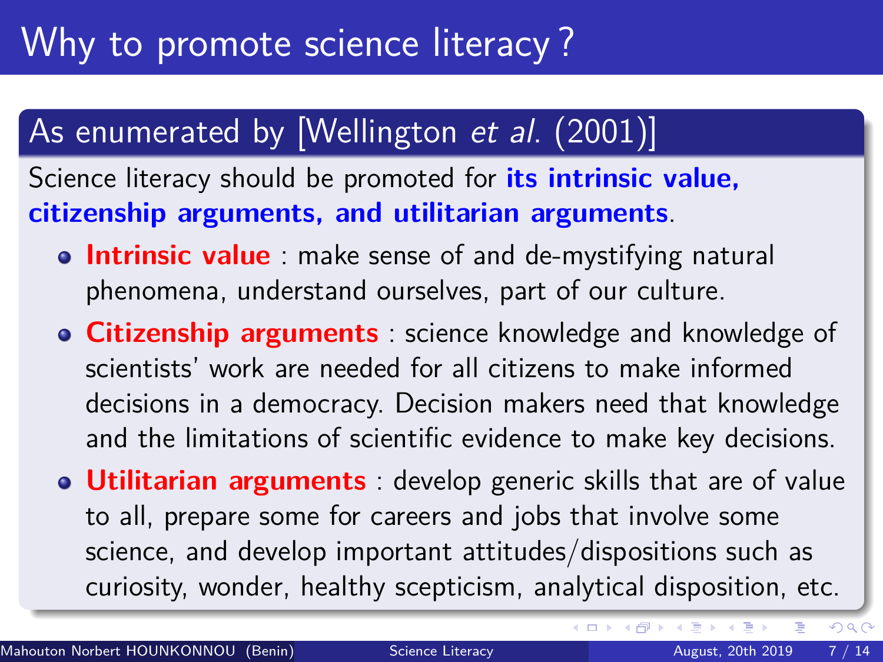# Why to promote science literacy ?

## As enumerated by [Wellington *et al.* (2001)]

Science literacy should be promoted for **its intrinsic value, citizenship arguments, and utilitarian arguments**.

- **Intrinsic value** : make sense of and de-mystifying natural phenomena, understand ourselves, part of our culture.
- **Citizenship arguments** : science knowledge and knowledge of scientists' work are needed for all citizens to make informed decisions in a democracy. Decision makers need that knowledge and the limitations of scientific evidence to make key decisions.
- **Utilitarian arguments** : develop generic skills that are of value to all, prepare some for careers and jobs that involve some science, and develop important attitudes/dispositions such as curiosity, wonder, healthy scepticism, analytical disposition, etc.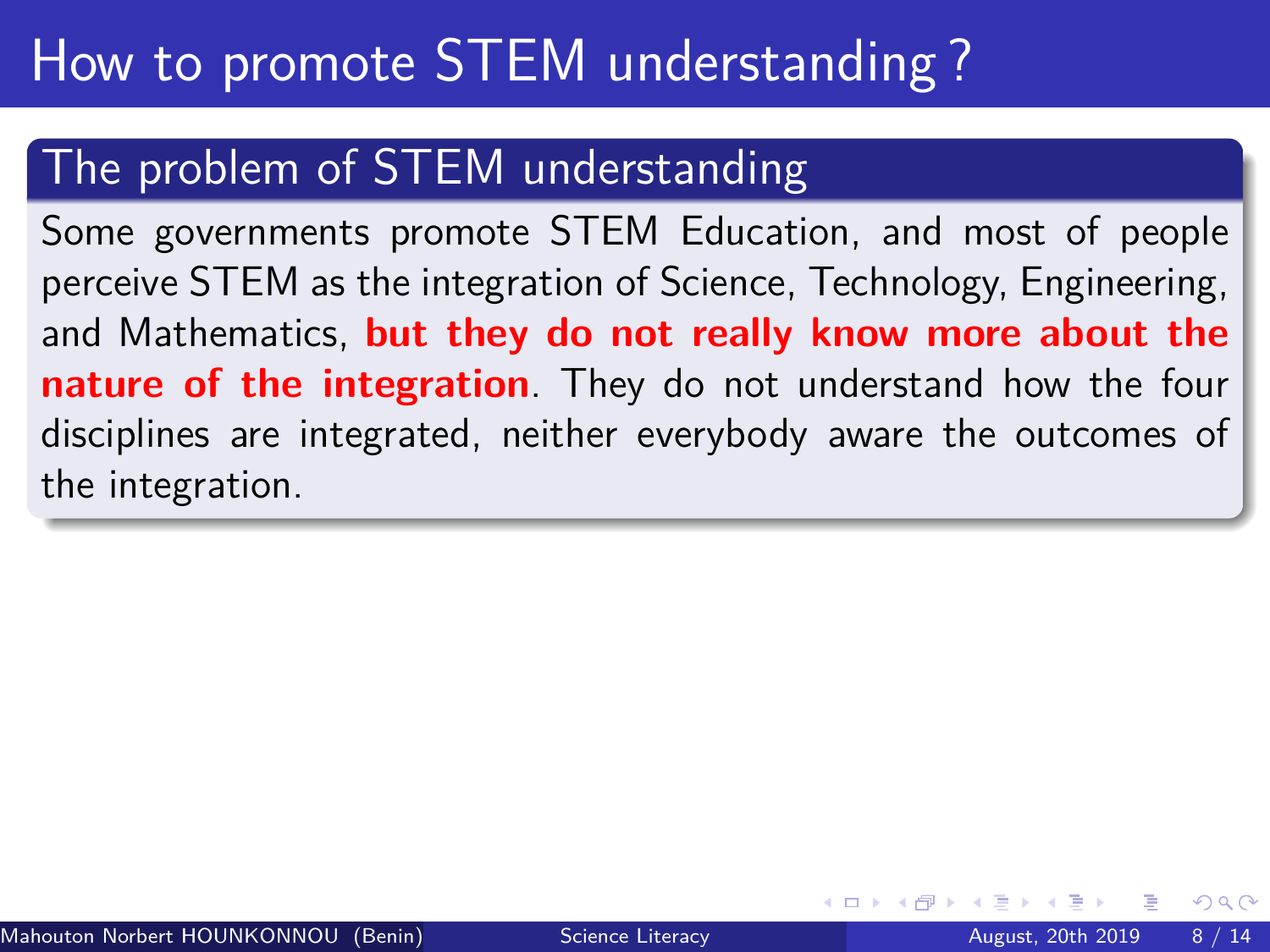# How to promote STEM understanding ?

## The problem of STEM understanding

Some governments promote STEM Education, and most of people perceive STEM as the integration of Science, Technology, Engineering, and Mathematics, **but they do not really know more about the nature of the integration**. They do not understand how the four disciplines are integrated, neither everybody aware the outcomes of the integration.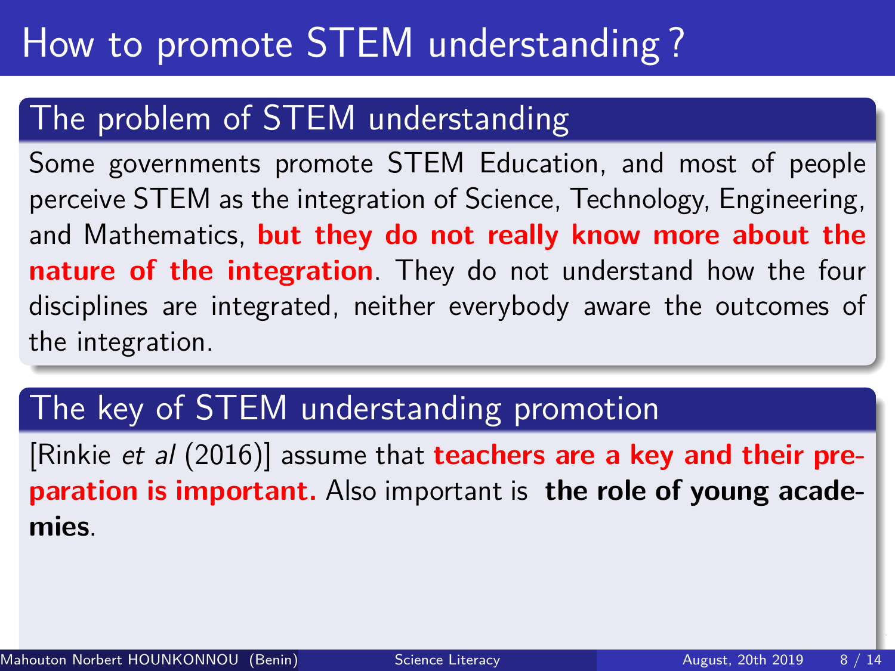# How to promote STEM understanding ?

## The problem of STEM understanding

Some governments promote STEM Education, and most of people perceive STEM as the integration of Science, Technology, Engineering, and Mathematics, **but they do not really know more about the nature of the integration**. They do not understand how the four disciplines are integrated, neither everybody aware the outcomes of the integration.

## The key of STEM understanding promotion

[Rinkie *et al* (2016)] assume that **teachers are a key and their preparation is important.** Also important is **the role of young academies**.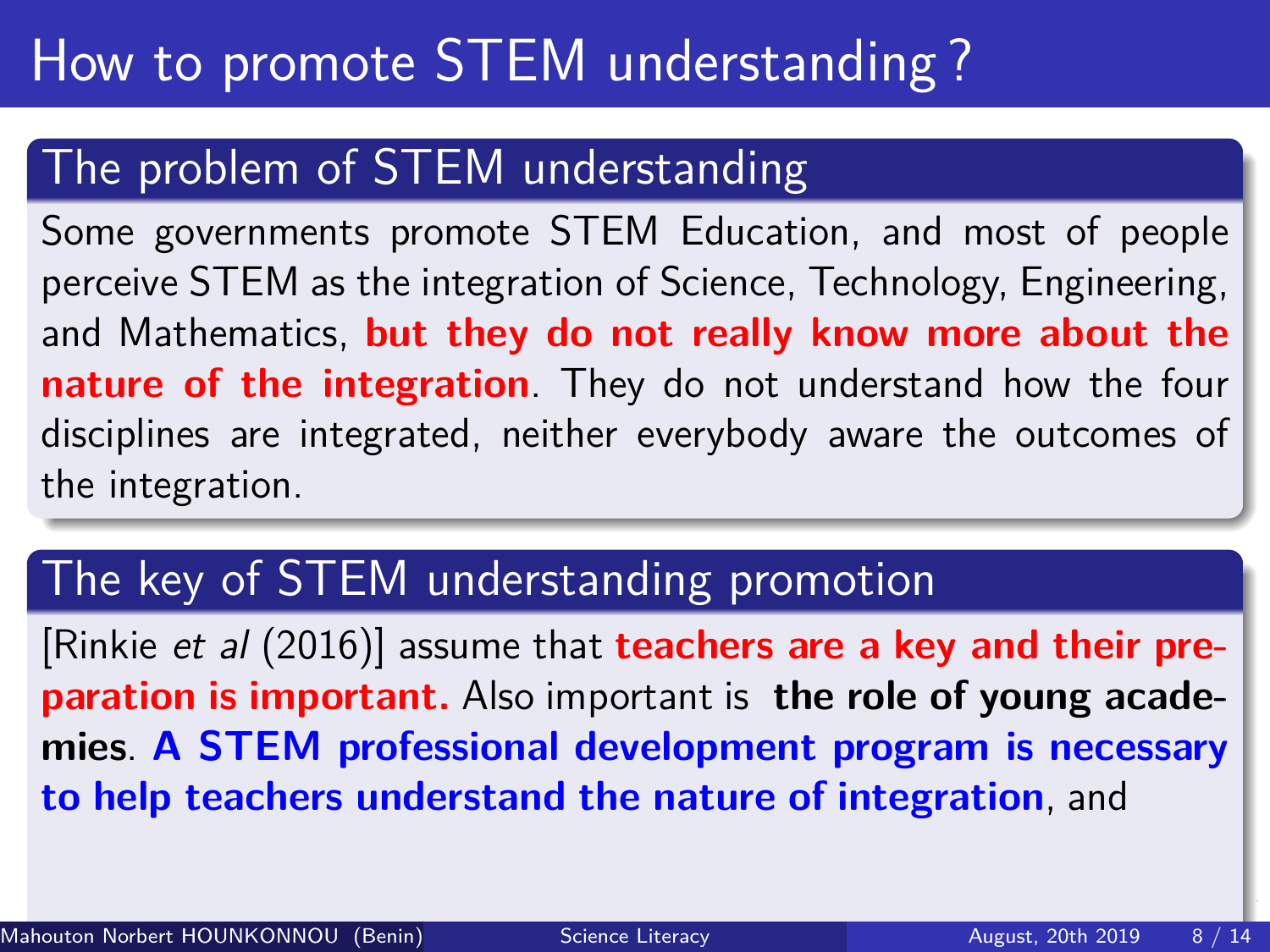# How to promote STEM understanding ?

## The problem of STEM understanding

Some governments promote STEM Education, and most of people perceive STEM as the integration of Science, Technology, Engineering, and Mathematics, **but they do not really know more about the nature of the integration**. They do not understand how the four disciplines are integrated, neither everybody aware the outcomes of the integration.

## The key of STEM understanding promotion

[Rinkie *et al* (2016)] assume that **teachers are a key and their preparation is important.** Also important is **the role of young academies**. **A STEM professional development program is necessary to help teachers understand the nature of integration**, and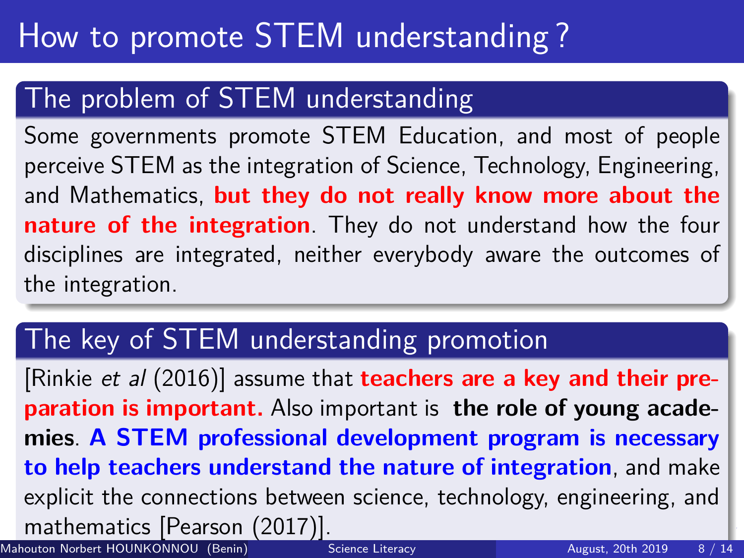# How to promote STEM understanding ?

## The problem of STEM understanding

Some governments promote STEM Education, and most of people perceive STEM as the integration of Science, Technology, Engineering, and Mathematics, **but they do not really know more about the nature of the integration**. They do not understand how the four disciplines are integrated, neither everybody aware the outcomes of the integration.

## The key of STEM understanding promotion

[Rinkie *et al* (2016)] assume that **teachers are a key and their preparation is important.** Also important is **the role of young academies**. **A STEM professional development program is necessary to help teachers understand the nature of integration**, and make explicit the connections between science, technology, engineering, and mathematics [Pearson (2017)].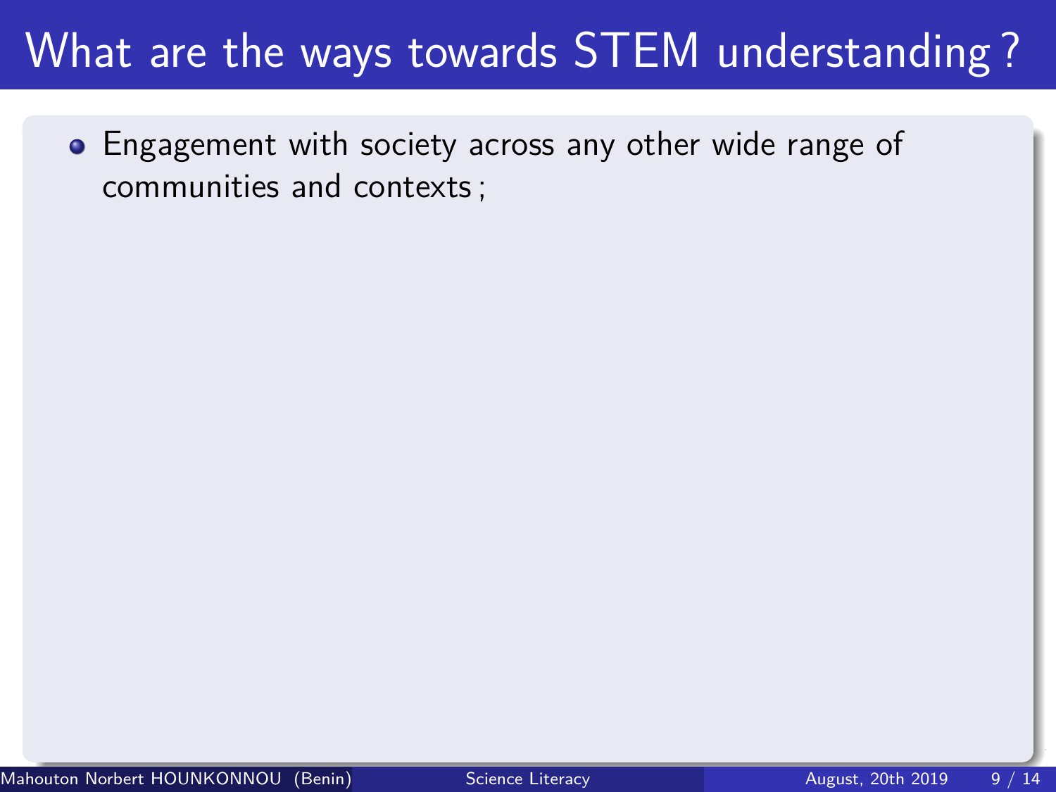# What are the ways towards STEM understanding ?

- Engagement with society across any other wide range of communities and contexts ;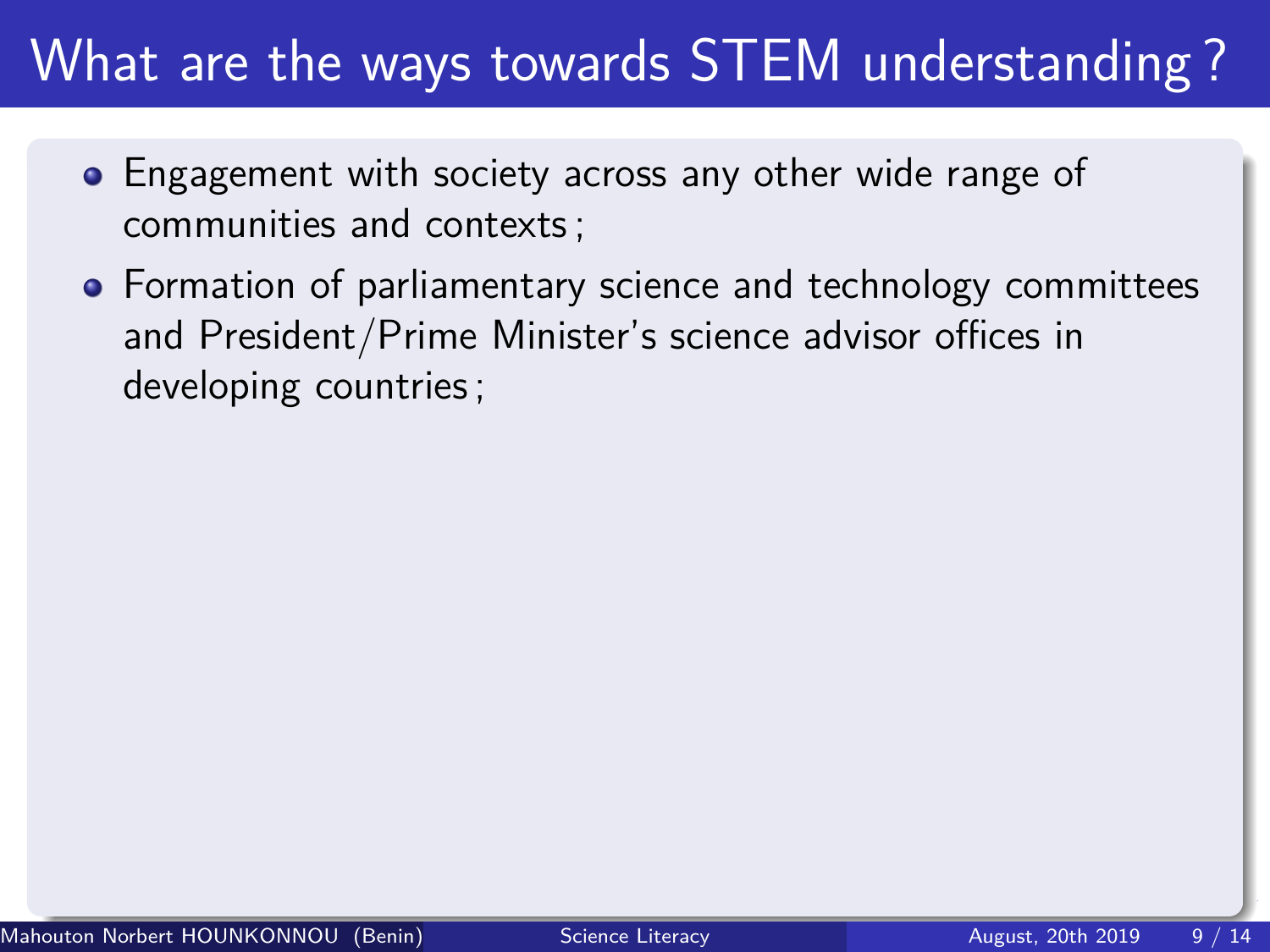# What are the ways towards STEM understanding ?

- Engagement with society across any other wide range of communities and contexts ;
- Formation of parliamentary science and technology committees and President/Prime Minister's science advisor offices in developing countries ;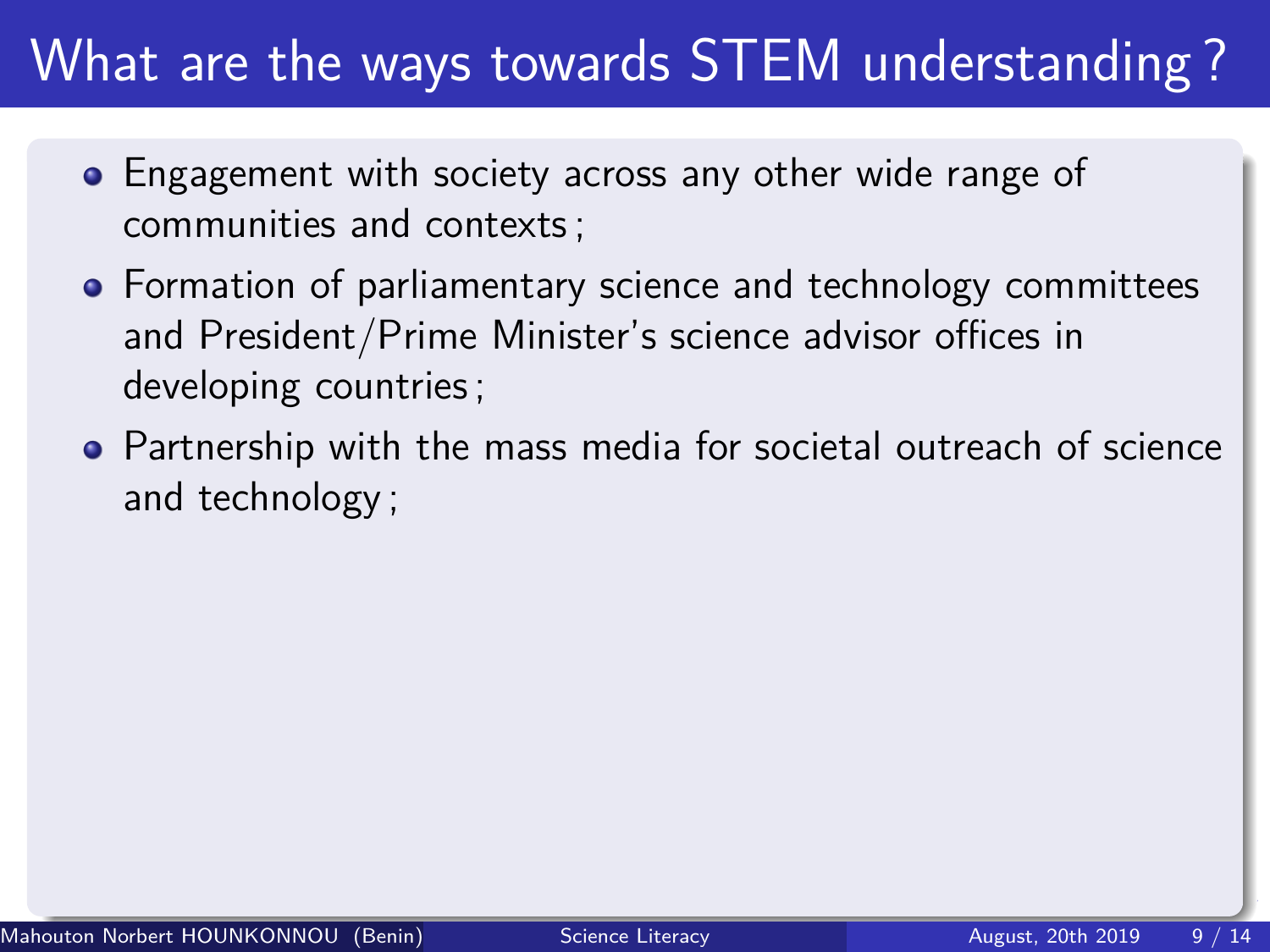# What are the ways towards STEM understanding ?

- Engagement with society across any other wide range of communities and contexts ;
- Formation of parliamentary science and technology committees and President/Prime Minister's science advisor offices in developing countries ;
- Partnership with the mass media for societal outreach of science and technology ;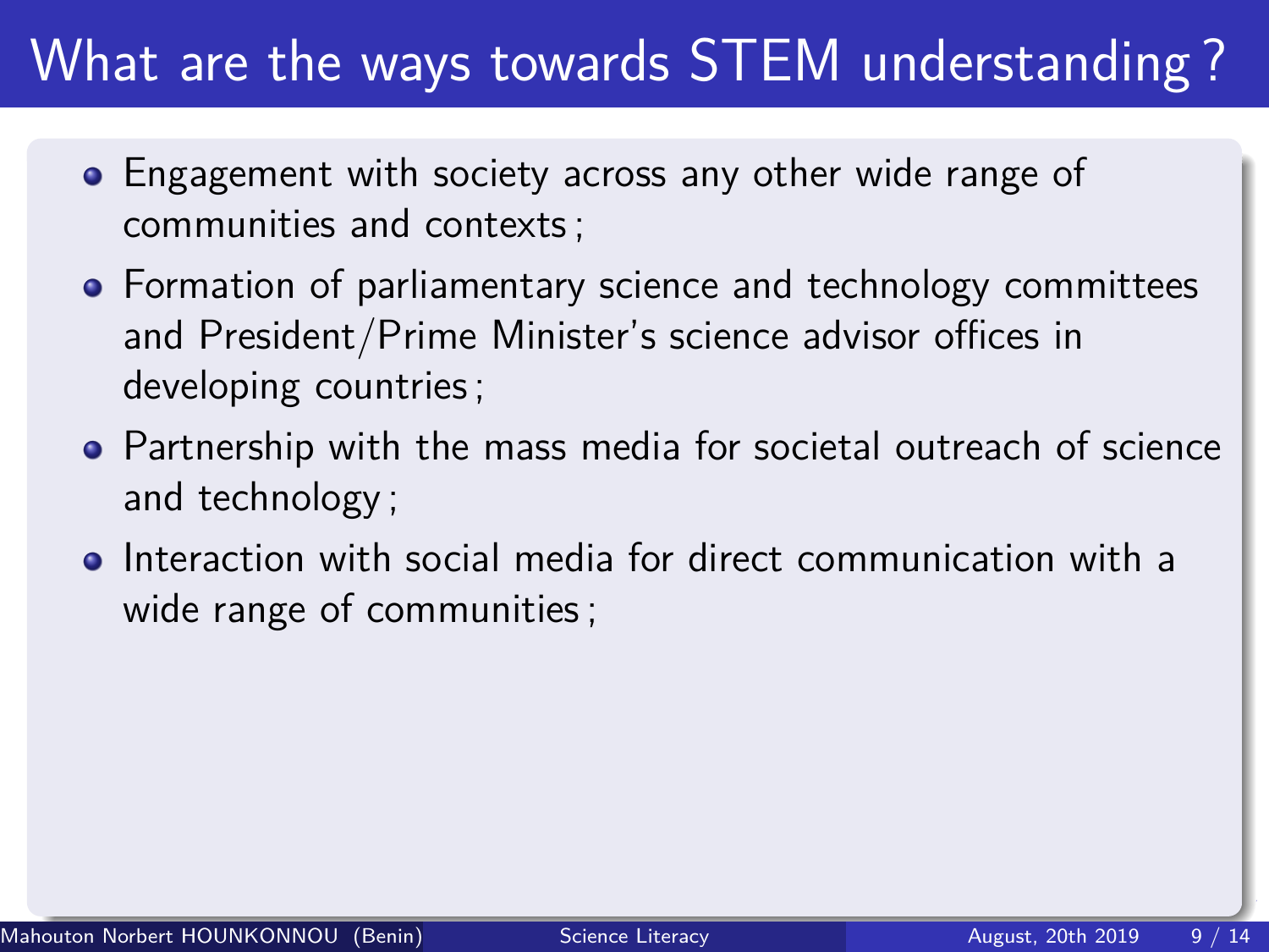# What are the ways towards STEM understanding ?

- Engagement with society across any other wide range of communities and contexts ;
- Formation of parliamentary science and technology committees and President/Prime Minister's science advisor offices in developing countries ;
- Partnership with the mass media for societal outreach of science and technology ;
- Interaction with social media for direct communication with a wide range of communities ;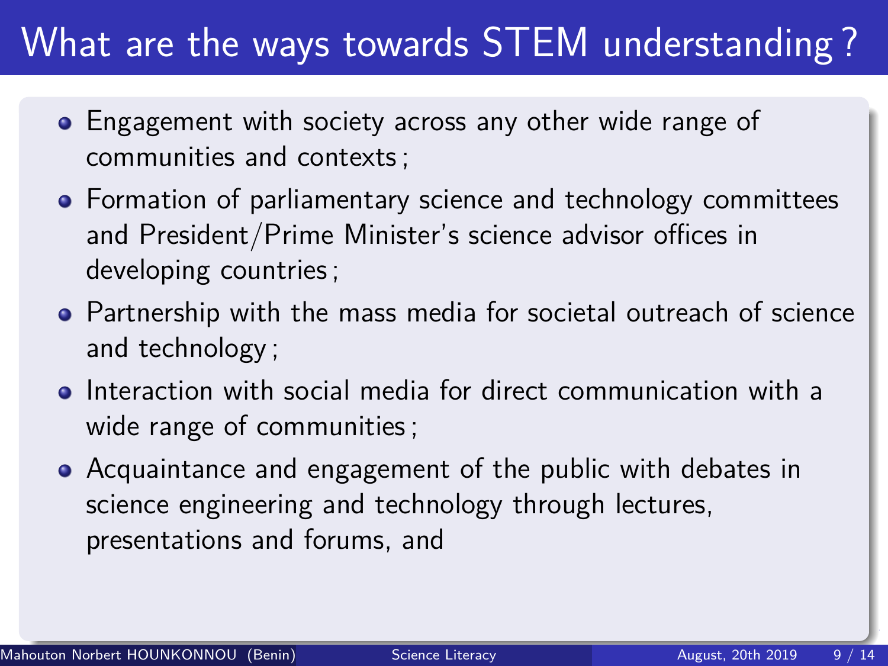# What are the ways towards STEM understanding ?

- Engagement with society across any other wide range of communities and contexts ;
- Formation of parliamentary science and technology committees and President/Prime Minister's science advisor offices in developing countries ;
- Partnership with the mass media for societal outreach of science and technology ;
- Interaction with social media for direct communication with a wide range of communities ;
- Acquaintance and engagement of the public with debates in science engineering and technology through lectures, presentations and forums, and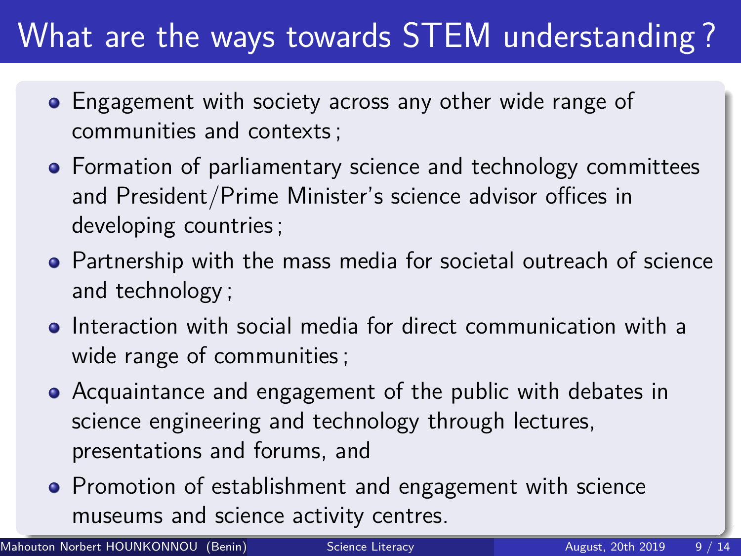# What are the ways towards STEM understanding ?

- Engagement with society across any other wide range of communities and contexts ;
- Formation of parliamentary science and technology committees and President/Prime Minister's science advisor offices in developing countries ;
- Partnership with the mass media for societal outreach of science and technology ;
- Interaction with social media for direct communication with a wide range of communities ;
- Acquaintance and engagement of the public with debates in science engineering and technology through lectures, presentations and forums, and
- Promotion of establishment and engagement with science museums and science activity centres.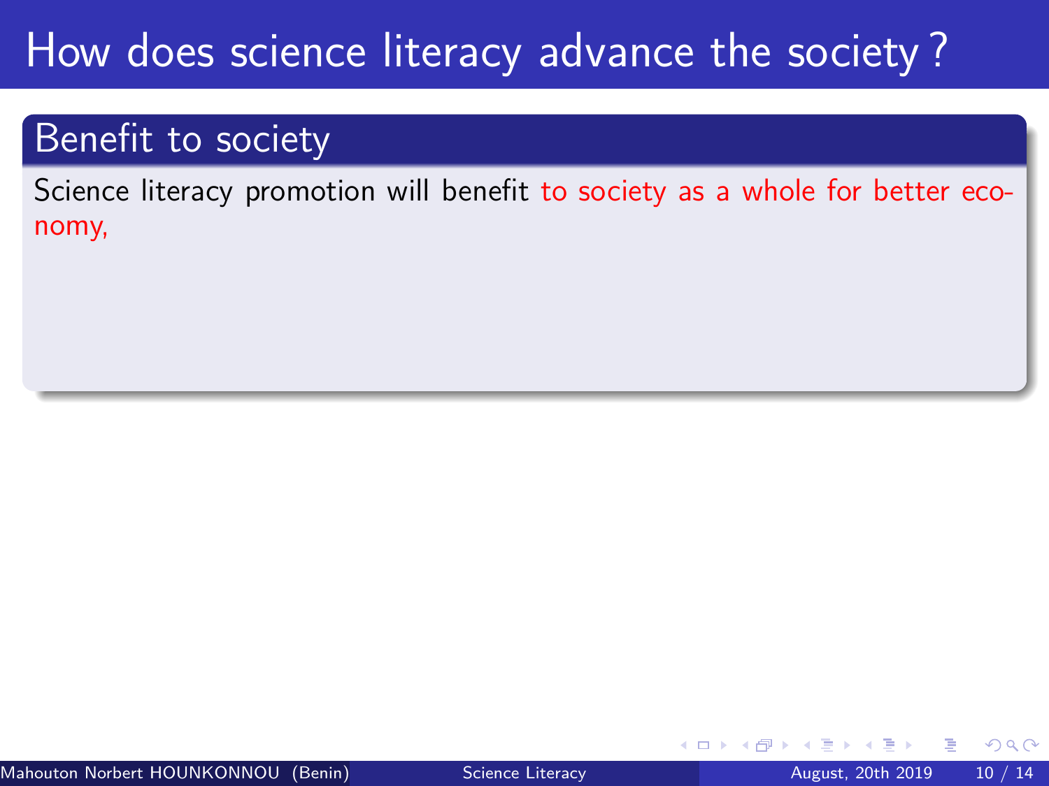# How does science literacy advance the society ?

## Benefit to society

Science literacy promotion will benefit to society as a whole for better economy,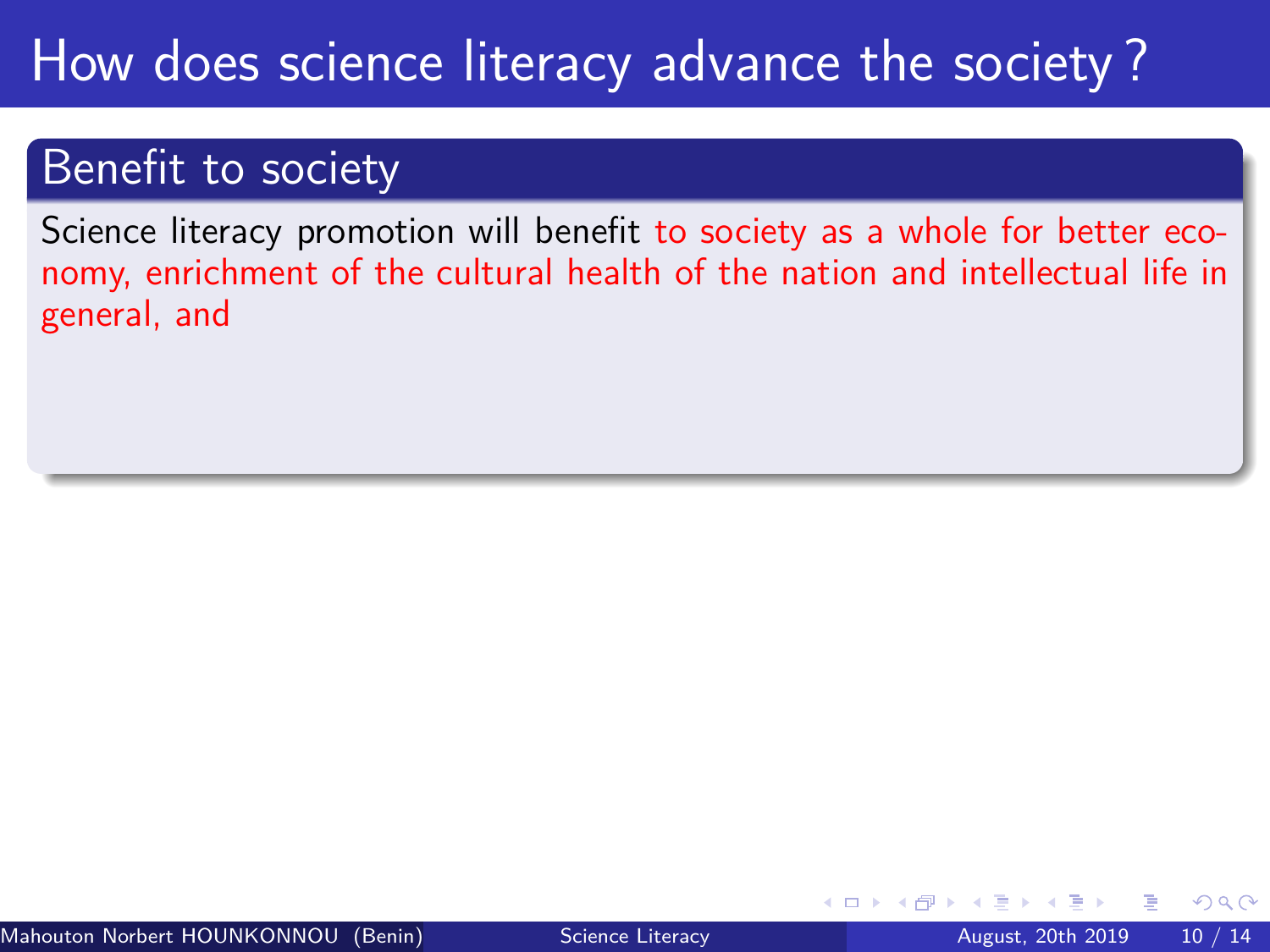# How does science literacy advance the society ?

## Benefit to society

Science literacy promotion will benefit to society as a whole for better economy, enrichment of the cultural health of the nation and intellectual life in general, and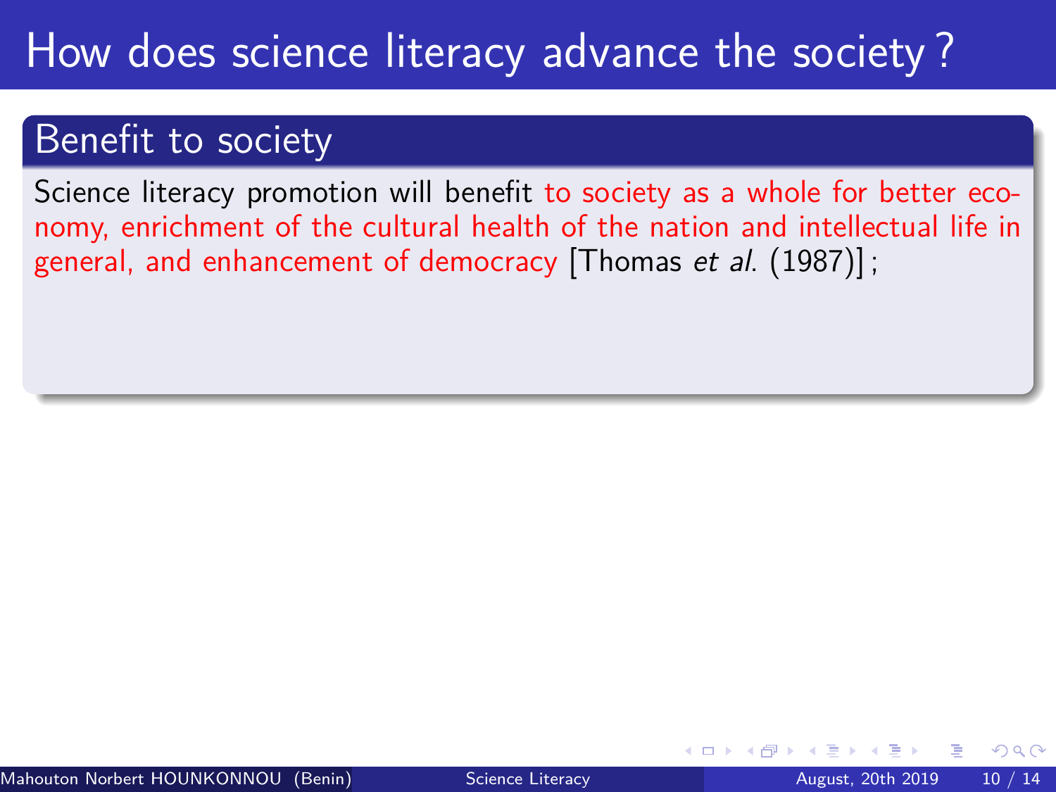# How does science literacy advance the society ?

## Benefit to society

Science literacy promotion will benefit to society as a whole for better economy, enrichment of the cultural health of the nation and intellectual life in general, and enhancement of democracy [Thomas *et al.* (1987)] ;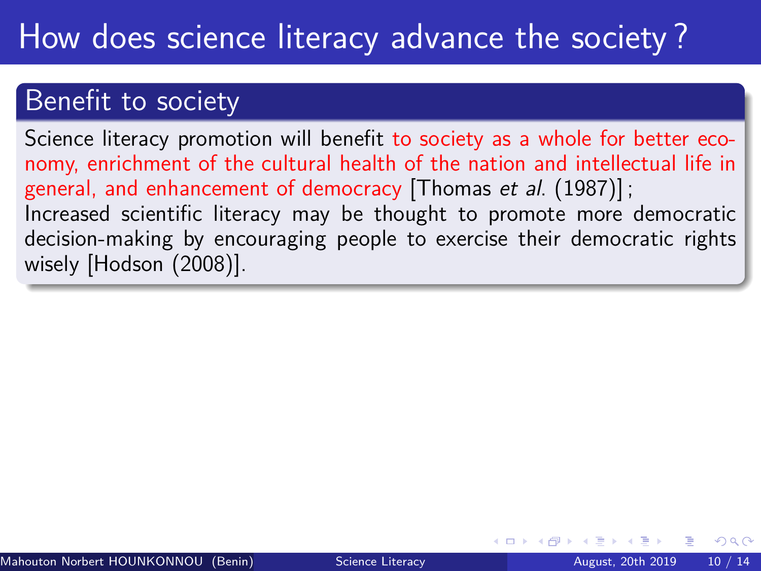# How does science literacy advance the society ?

## Benefit to society

Science literacy promotion will benefit to society as a whole for better economy, enrichment of the cultural health of the nation and intellectual life in general, and enhancement of democracy [Thomas *et al*. (1987)] ;
Increased scientific literacy may be thought to promote more democratic decision-making by encouraging people to exercise their democratic rights wisely [Hodson (2008)].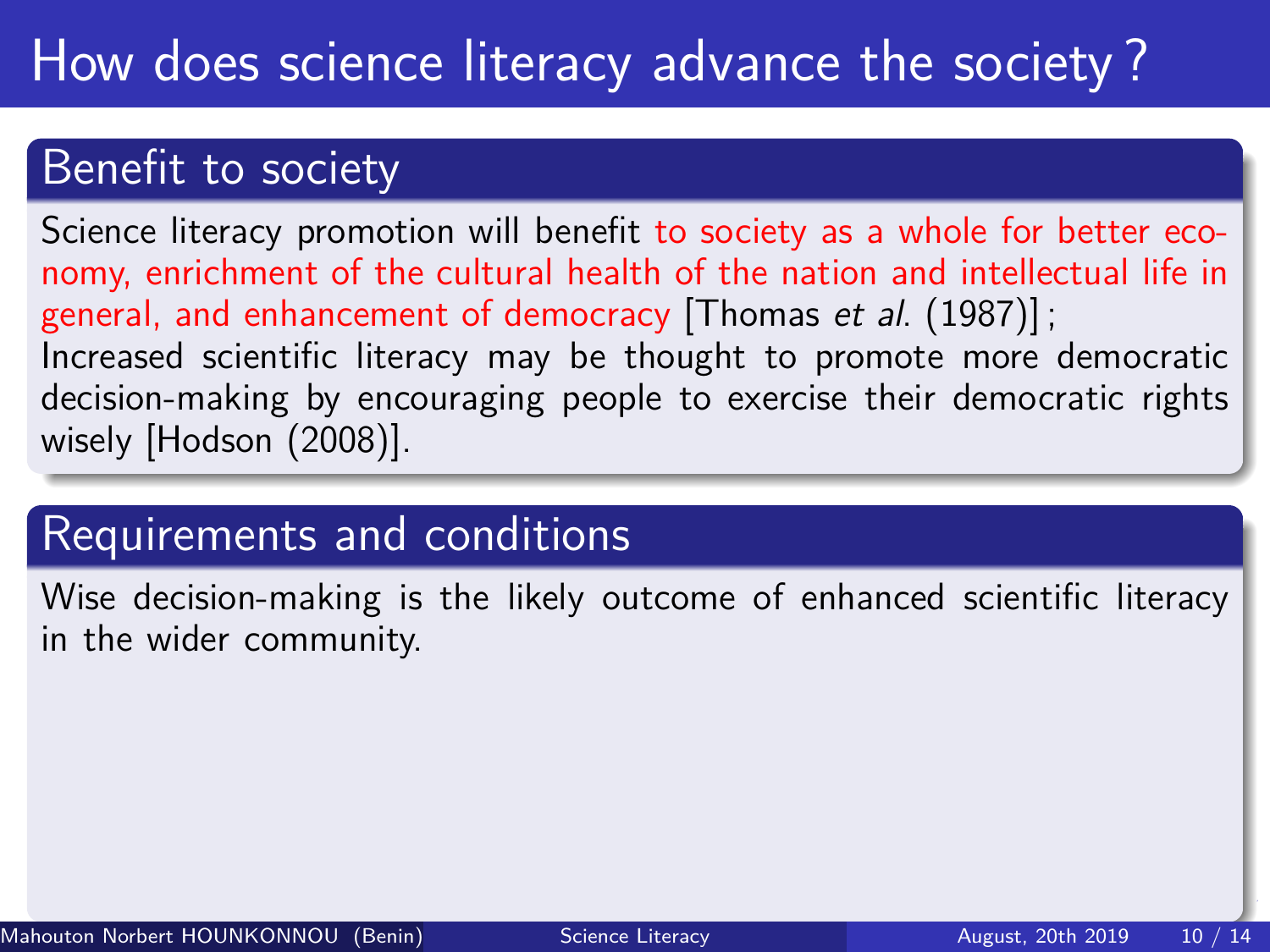# How does science literacy advance the society ?

## Benefit to society

Science literacy promotion will benefit to society as a whole for better economy, enrichment of the cultural health of the nation and intellectual life in general, and enhancement of democracy [Thomas *et al.* (1987)] ;
Increased scientific literacy may be thought to promote more democratic decision-making by encouraging people to exercise their democratic rights wisely [Hodson (2008)].

## Requirements and conditions

Wise decision-making is the likely outcome of enhanced scientific literacy in the wider community.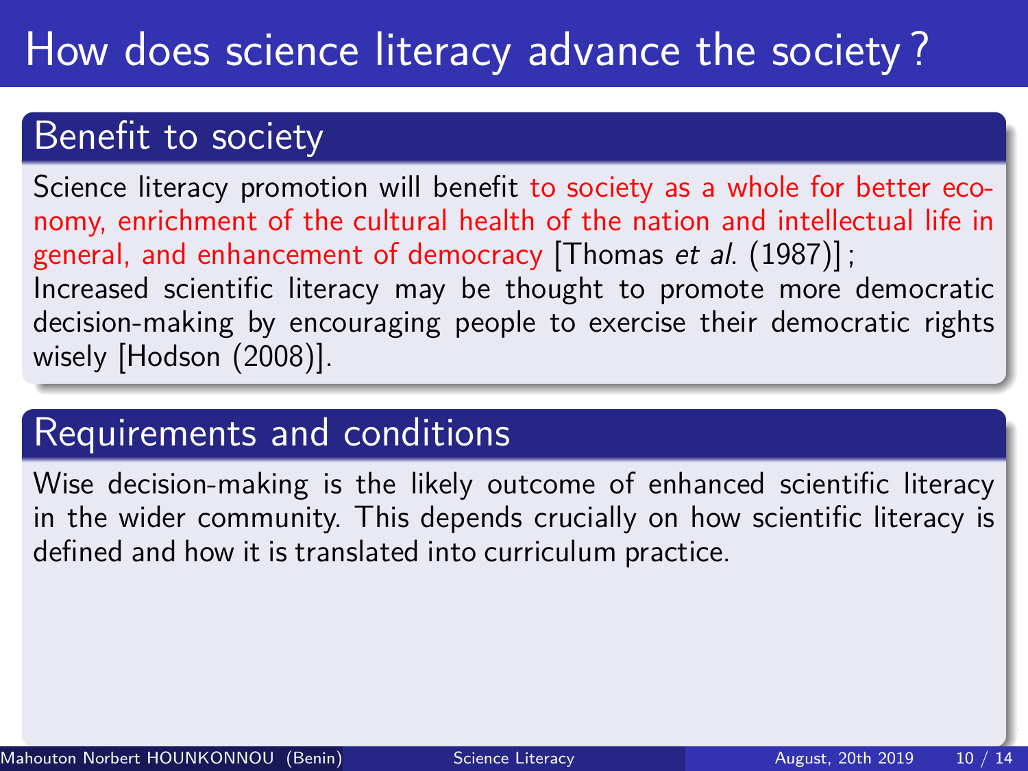# How does science literacy advance the society ?

## Benefit to society

Science literacy promotion will benefit to society as a whole for better economy, enrichment of the cultural health of the nation and intellectual life in general, and enhancement of democracy [Thomas *et al.* (1987)] ;
Increased scientific literacy may be thought to promote more democratic decision-making by encouraging people to exercise their democratic rights wisely [Hodson (2008)].

## Requirements and conditions

Wise decision-making is the likely outcome of enhanced scientific literacy in the wider community. This depends crucially on how scientific literacy is defined and how it is translated into curriculum practice.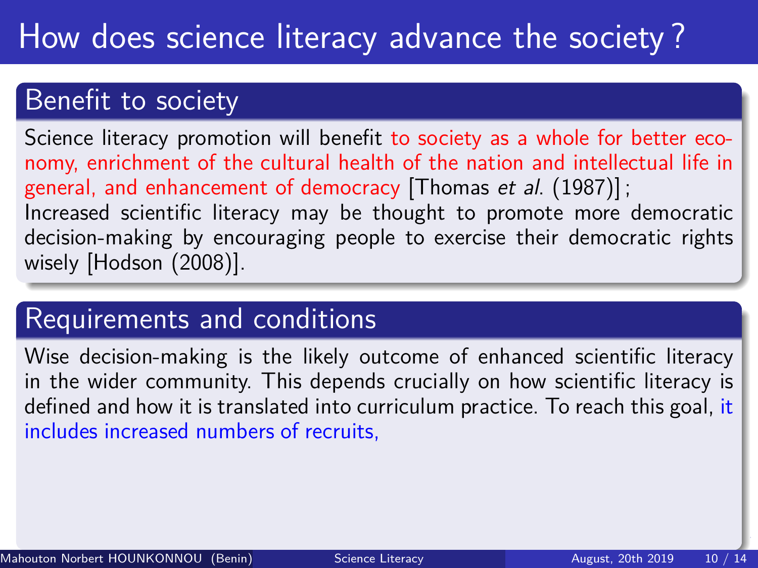# How does science literacy advance the society ?

## Benefit to society

Science literacy promotion will benefit to society as a whole for better economy, enrichment of the cultural health of the nation and intellectual life in general, and enhancement of democracy [Thomas *et al*. (1987)] ;
Increased scientific literacy may be thought to promote more democratic decision-making by encouraging people to exercise their democratic rights wisely [Hodson (2008)].

## Requirements and conditions

Wise decision-making is the likely outcome of enhanced scientific literacy in the wider community. This depends crucially on how scientific literacy is defined and how it is translated into curriculum practice. To reach this goal, it includes increased numbers of recruits,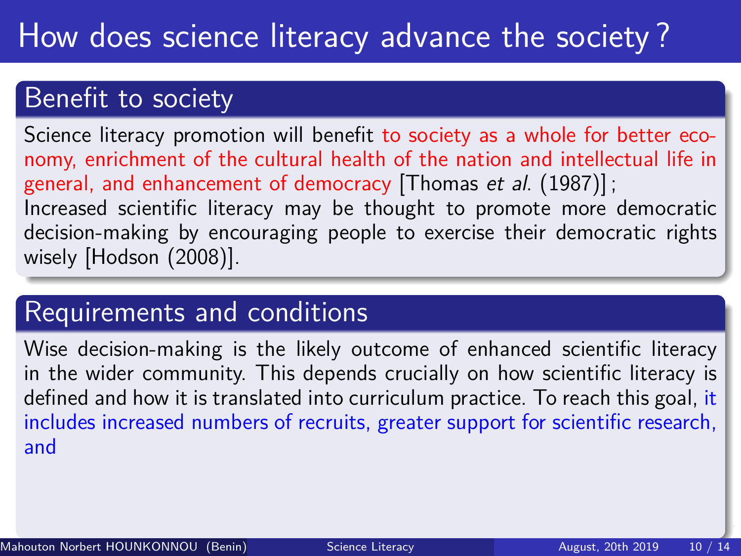# How does science literacy advance the society?

## Benefit to society

Science literacy promotion will benefit to society as a whole for better economy, enrichment of the cultural health of the nation and intellectual life in general, and enhancement of democracy [Thomas *et al.* (1987)];

Increased scientific literacy may be thought to promote more democratic decision-making by encouraging people to exercise their democratic rights wisely [Hodson (2008)].

## Requirements and conditions

Wise decision-making is the likely outcome of enhanced scientific literacy in the wider community. This depends crucially on how scientific literacy is defined and how it is translated into curriculum practice. To reach this goal, it includes increased numbers of recruits, greater support for scientific research, and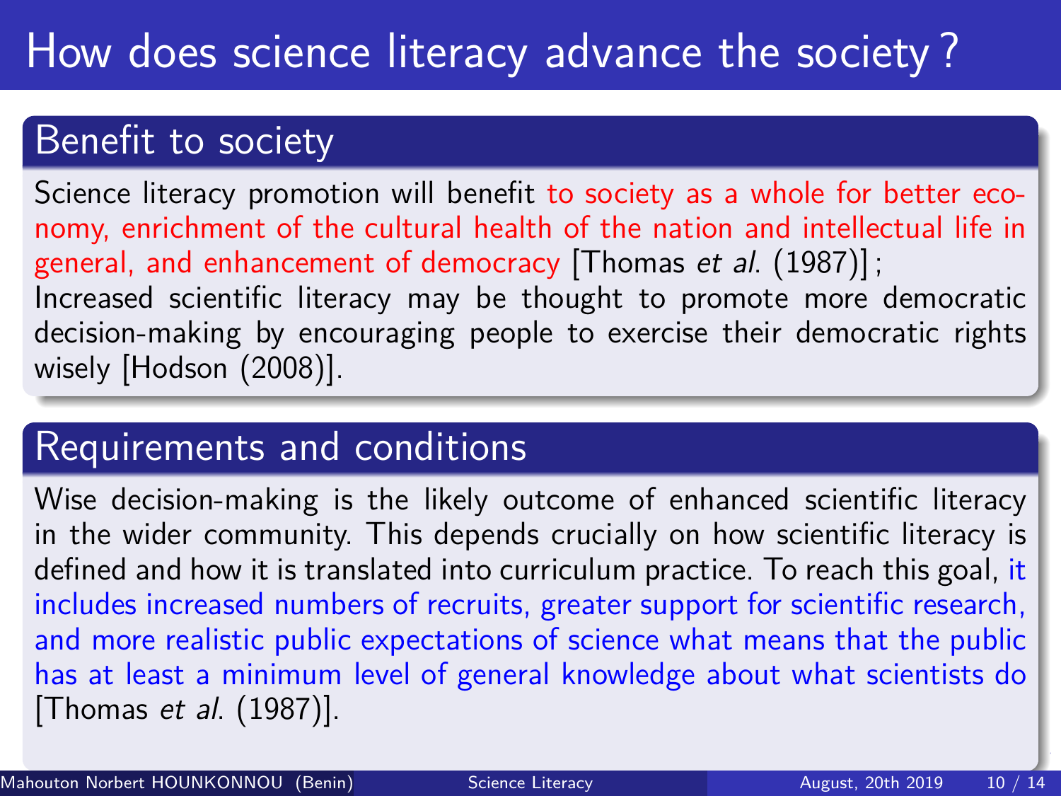# How does science literacy advance the society ?

## Benefit to society

Science literacy promotion will benefit to society as a whole for better economy, enrichment of the cultural health of the nation and intellectual life in general, and enhancement of democracy [Thomas *et al.* (1987)] ;
Increased scientific literacy may be thought to promote more democratic decision-making by encouraging people to exercise their democratic rights wisely [Hodson (2008)].

## Requirements and conditions

Wise decision-making is the likely outcome of enhanced scientific literacy in the wider community. This depends crucially on how scientific literacy is defined and how it is translated into curriculum practice. To reach this goal, it includes increased numbers of recruits, greater support for scientific research, and more realistic public expectations of science what means that the public has at least a minimum level of general knowledge about what scientists do [Thomas *et al.* (1987)].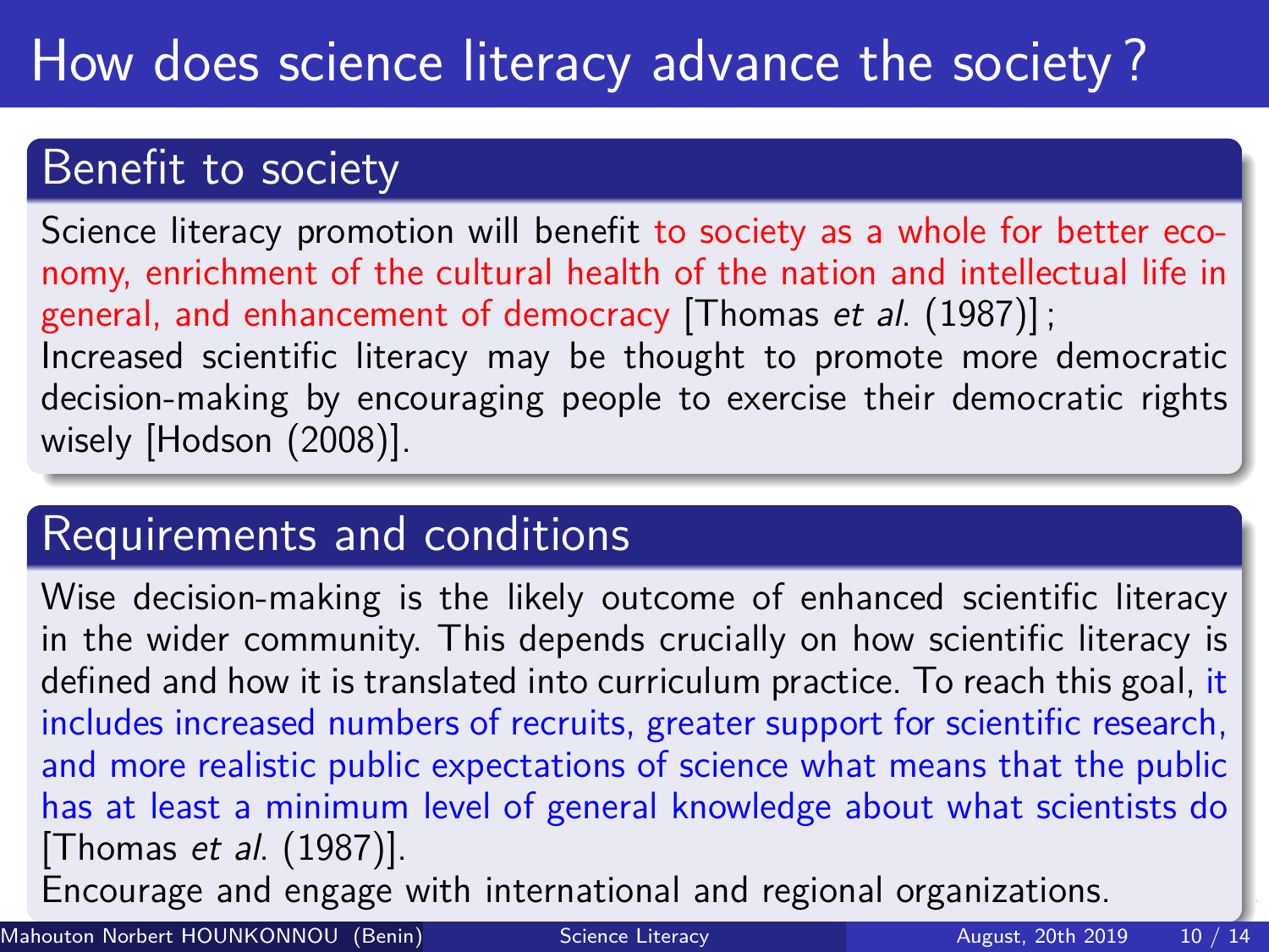# How does science literacy advance the society ?

## Benefit to society

Science literacy promotion will benefit to society as a whole for better economy, enrichment of the cultural health of the nation and intellectual life in general, and enhancement of democracy [Thomas *et al.* (1987)] ;
Increased scientific literacy may be thought to promote more democratic decision-making by encouraging people to exercise their democratic rights wisely [Hodson (2008)].

## Requirements and conditions

Wise decision-making is the likely outcome of enhanced scientific literacy in the wider community. This depends crucially on how scientific literacy is defined and how it is translated into curriculum practice. To reach this goal, it includes increased numbers of recruits, greater support for scientific research, and more realistic public expectations of science what means that the public has at least a minimum level of general knowledge about what scientists do [Thomas *et al.* (1987)].
Encourage and engage with international and regional organizations.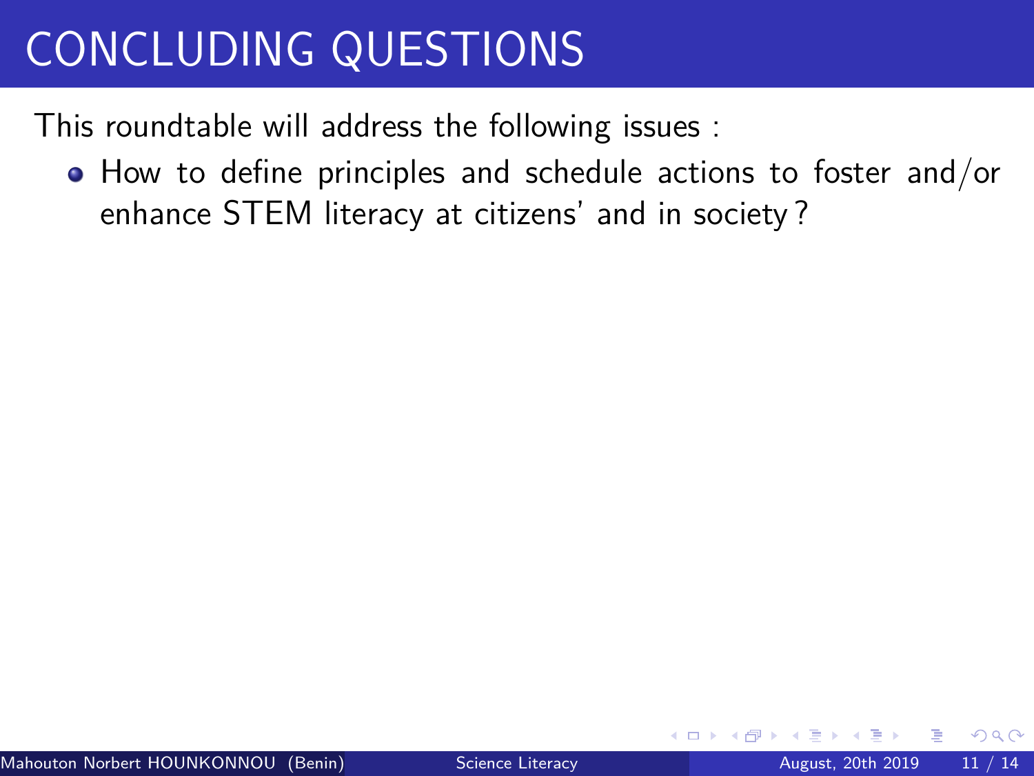# CONCLUDING QUESTIONS

This roundtable will address the following issues :

- How to define principles and schedule actions to foster and/or enhance STEM literacy at citizens' and in society ?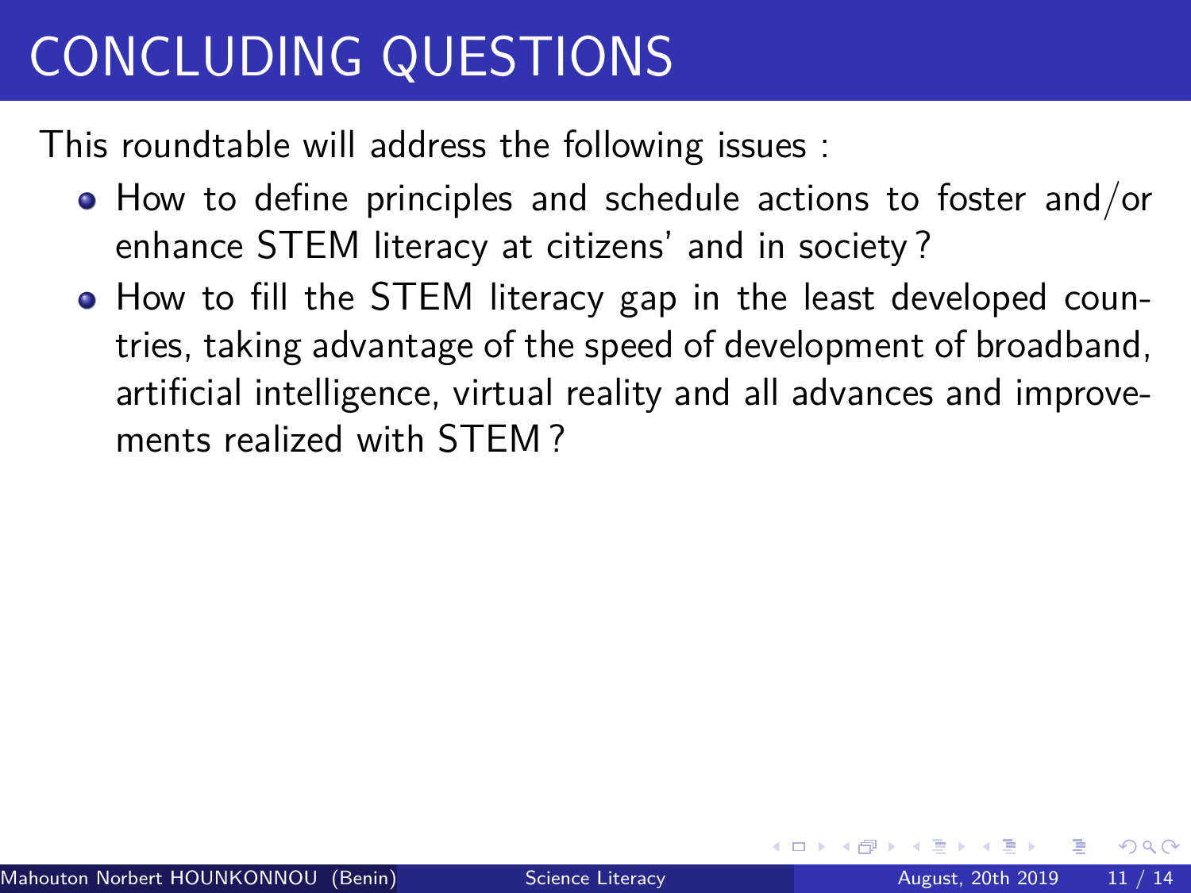# CONCLUDING QUESTIONS

This roundtable will address the following issues :

- How to define principles and schedule actions to foster and/or enhance STEM literacy at citizens' and in society ?
- How to fill the STEM literacy gap in the least developed countries, taking advantage of the speed of development of broadband, artificial intelligence, virtual reality and all advances and improvements realized with STEM ?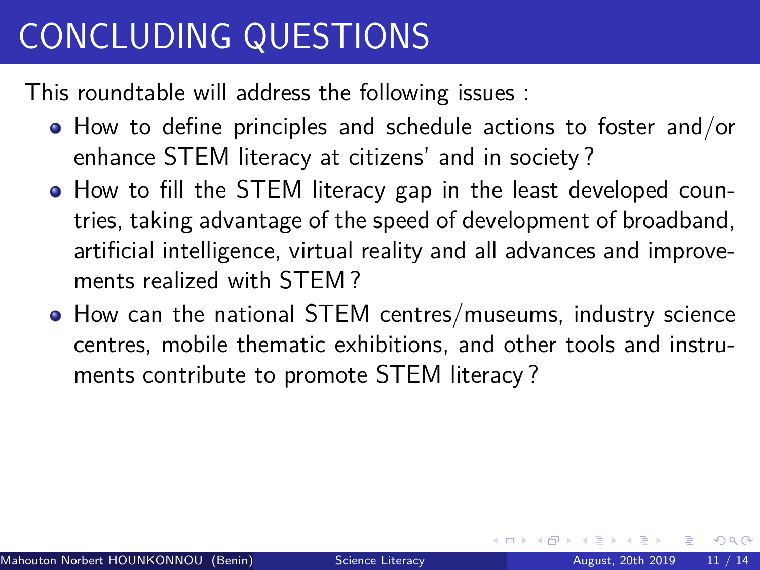# CONCLUDING QUESTIONS

This roundtable will address the following issues :

- How to define principles and schedule actions to foster and/or enhance STEM literacy at citizens' and in society ?
- How to fill the STEM literacy gap in the least developed countries, taking advantage of the speed of development of broadband, artificial intelligence, virtual reality and all advances and improvements realized with STEM ?
- How can the national STEM centres/museums, industry science centres, mobile thematic exhibitions, and other tools and instruments contribute to promote STEM literacy ?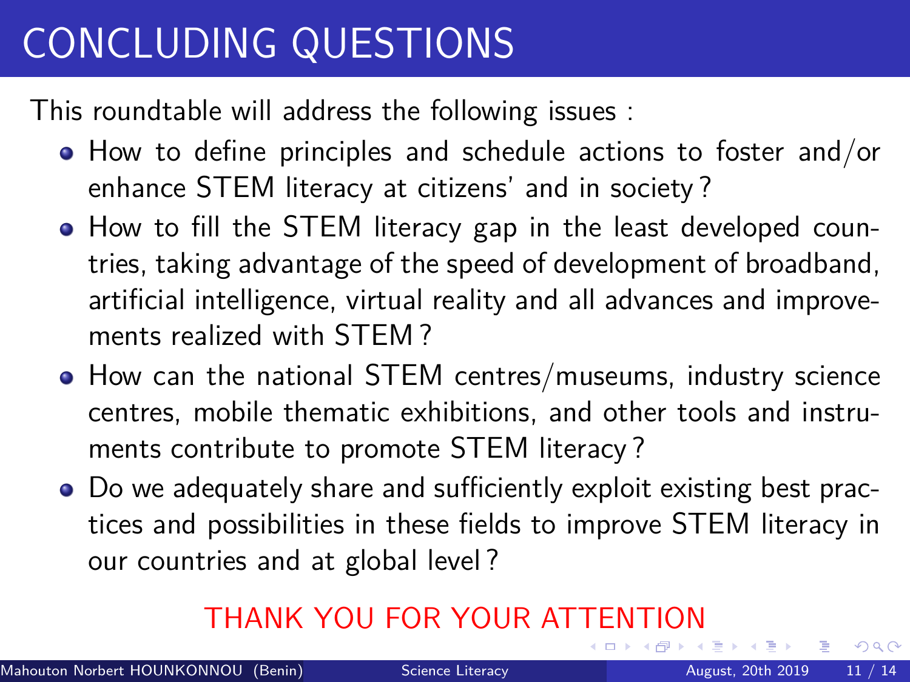# CONCLUDING QUESTIONS

This roundtable will address the following issues :

- How to define principles and schedule actions to foster and/or enhance STEM literacy at citizens' and in society ?
- How to fill the STEM literacy gap in the least developed countries, taking advantage of the speed of development of broadband, artificial intelligence, virtual reality and all advances and improvements realized with STEM ?
- How can the national STEM centres/museums, industry science centres, mobile thematic exhibitions, and other tools and instruments contribute to promote STEM literacy ?
- Do we adequately share and sufficiently exploit existing best practices and possibilities in these fields to improve STEM literacy in our countries and at global level ?

THANK YOU FOR YOUR ATTENTION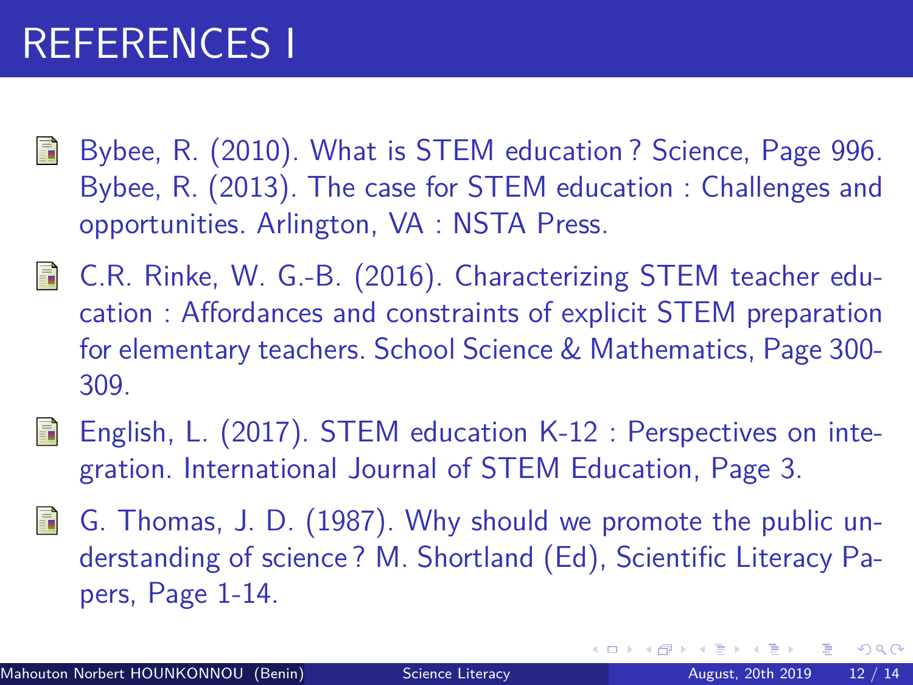# REFERENCES I

- Bybee, R. (2010). What is STEM education ? Science, Page 996. Bybee, R. (2013). The case for STEM education : Challenges and opportunities. Arlington, VA : NSTA Press.
- C.R. Rinke, W. G.-B. (2016). Characterizing STEM teacher education : Affordances and constraints of explicit STEM preparation for elementary teachers. School Science & Mathematics, Page 300-309.
- English, L. (2017). STEM education K-12 : Perspectives on integration. International Journal of STEM Education, Page 3.
- G. Thomas, J. D. (1987). Why should we promote the public understanding of science ? M. Shortland (Ed), Scientific Literacy Papers, Page 1-14.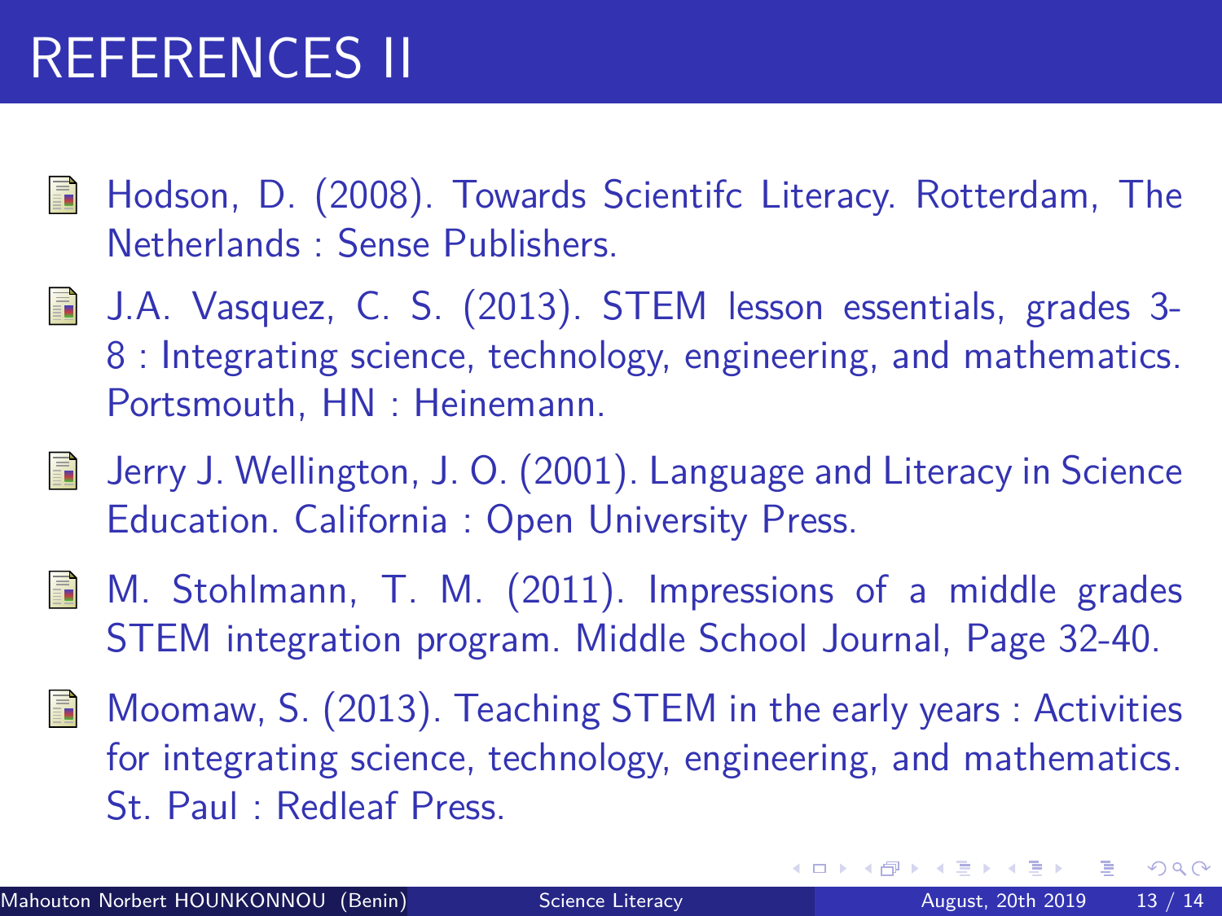# REFERENCES II

- Hodson, D. (2008). Towards Scientifc Literacy. Rotterdam, The Netherlands : Sense Publishers.
- J.A. Vasquez, C. S. (2013). STEM lesson essentials, grades 3-8 : Integrating science, technology, engineering, and mathematics. Portsmouth, HN : Heinemann.
- Jerry J. Wellington, J. O. (2001). Language and Literacy in Science Education. California : Open University Press.
- M. Stohlmann, T. M. (2011). Impressions of a middle grades STEM integration program. Middle School Journal, Page 32-40.
- Moomaw, S. (2013). Teaching STEM in the early years : Activities for integrating science, technology, engineering, and mathematics. St. Paul : Redleaf Press.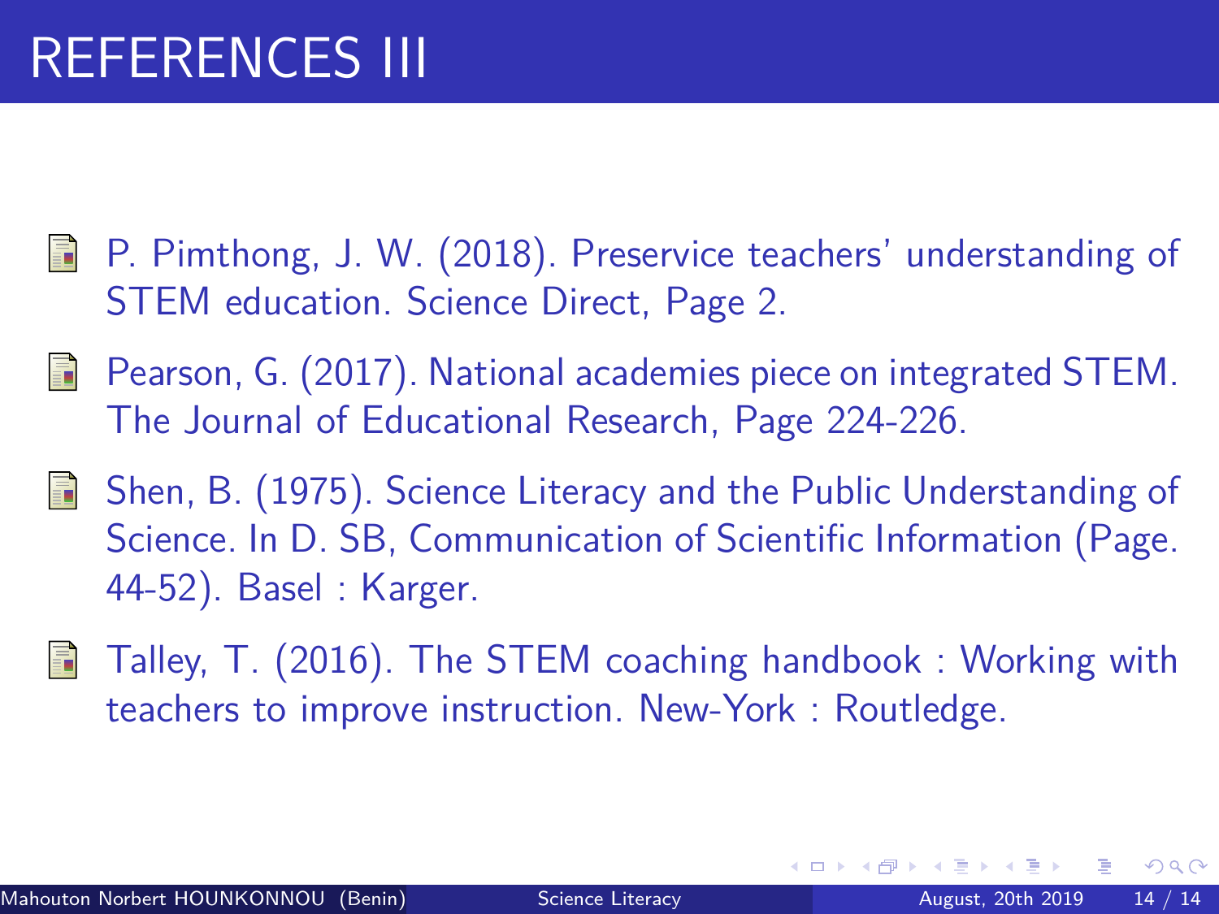# REFERENCES III

- P. Pimthong, J. W. (2018). Preservice teachers' understanding of STEM education. Science Direct, Page 2.
- Pearson, G. (2017). National academies piece on integrated STEM. The Journal of Educational Research, Page 224-226.
- Shen, B. (1975). Science Literacy and the Public Understanding of Science. In D. SB, Communication of Scientific Information (Page. 44-52). Basel : Karger.
- Talley, T. (2016). The STEM coaching handbook : Working with teachers to improve instruction. New-York : Routledge.